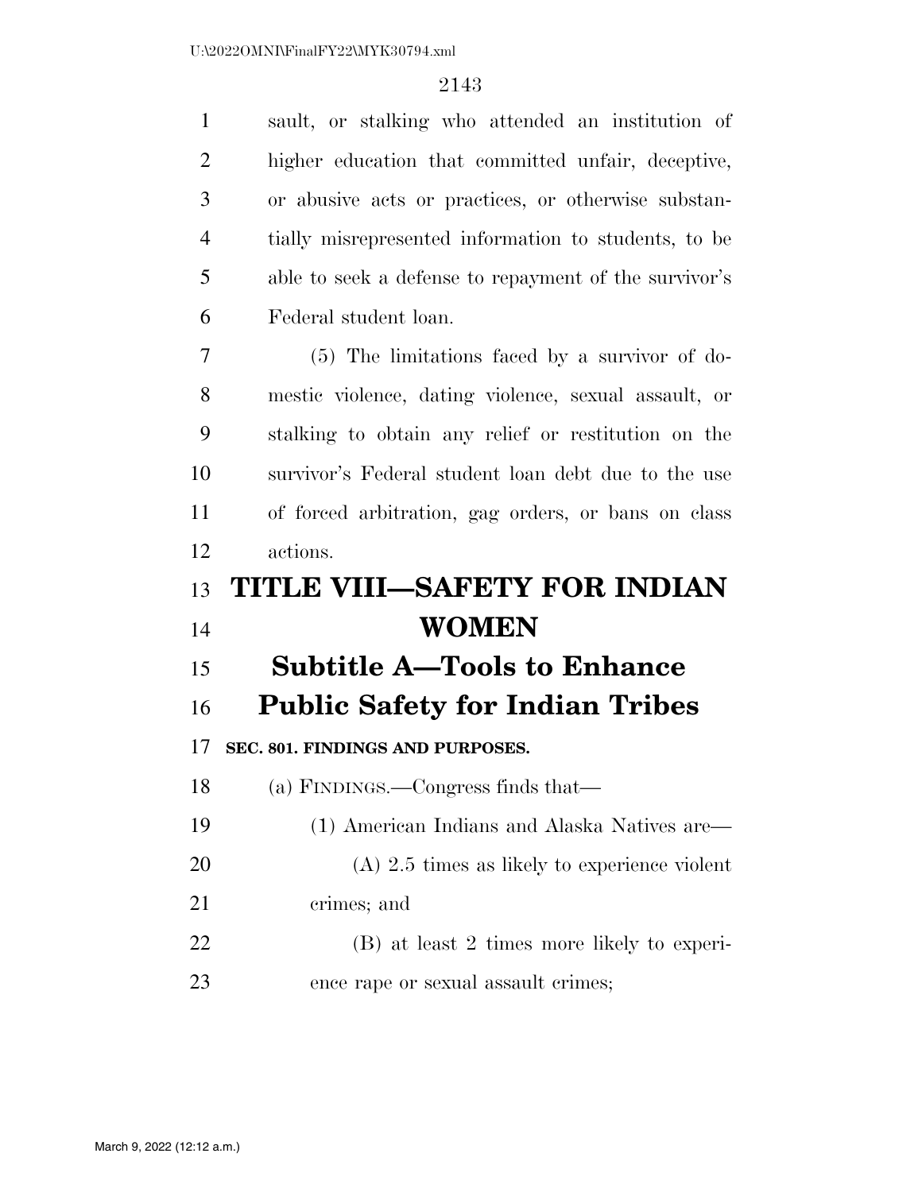sault, or stalking who attended an institution of higher education that committed unfair, deceptive, or abusive acts or practices, or otherwise substantially misrepresented information to students, to be able to seek a defense to repayment of the survivor's Federal student loan.

(5) The limitations faced by a survivor of domestic violence, dating violence, sexual assault, or stalking to obtain any relief or restitution on the survivor's Federal student loan debt due to the use of forced arbitration, gag orders, or bans on class actions.

# TITLE VIII—SAFETY FOR INDIAN WOMEN

## Subtitle A—Tools to Enhance Public Safety for Indian Tribes

### SEC. 801. FINDINGS AND PURPOSES.

(a) FINDINGS.—Congress finds that—

(1) American Indians and Alaska Natives are—

(A) 2.5 times as likely to experience violent crimes; and

(B) at least 2 times more likely to experience rape or sexual assault crimes;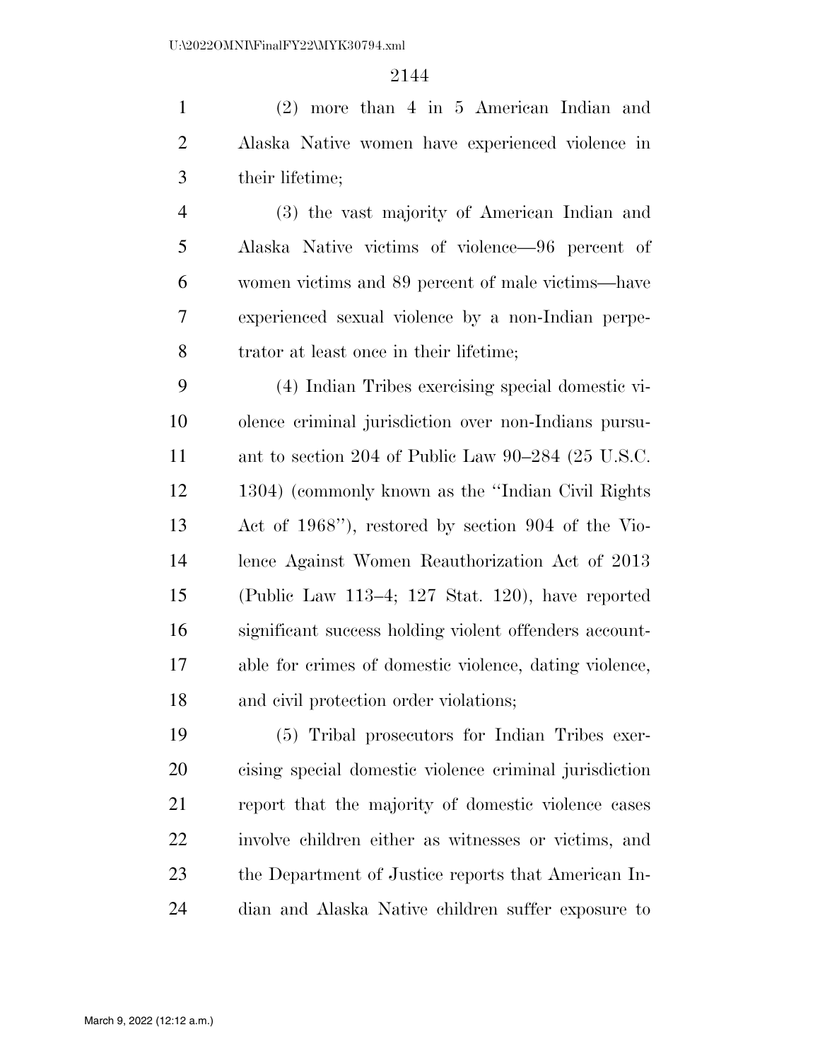(2) more than 4 in 5 American Indian and Alaska Native women have experienced violence in their lifetime;

(3) the vast majority of American Indian and Alaska Native victims of violence—96 percent of women victims and 89 percent of male victims—have experienced sexual violence by a non-Indian perpetrator at least once in their lifetime;

(4) Indian Tribes exercising special domestic violence criminal jurisdiction over non-Indians pursuant to section 204 of Public Law 90–284 (25 U.S.C. 1304) (commonly known as the ''Indian Civil Rights Act of 1968''), restored by section 904 of the Violence Against Women Reauthorization Act of 2013 (Public Law 113–4; 127 Stat. 120), have reported significant success holding violent offenders accountable for crimes of domestic violence, dating violence, and civil protection order violations;

(5) Tribal prosecutors for Indian Tribes exercising special domestic violence criminal jurisdiction report that the majority of domestic violence cases involve children either as witnesses or victims, and the Department of Justice reports that American Indian and Alaska Native children suffer exposure to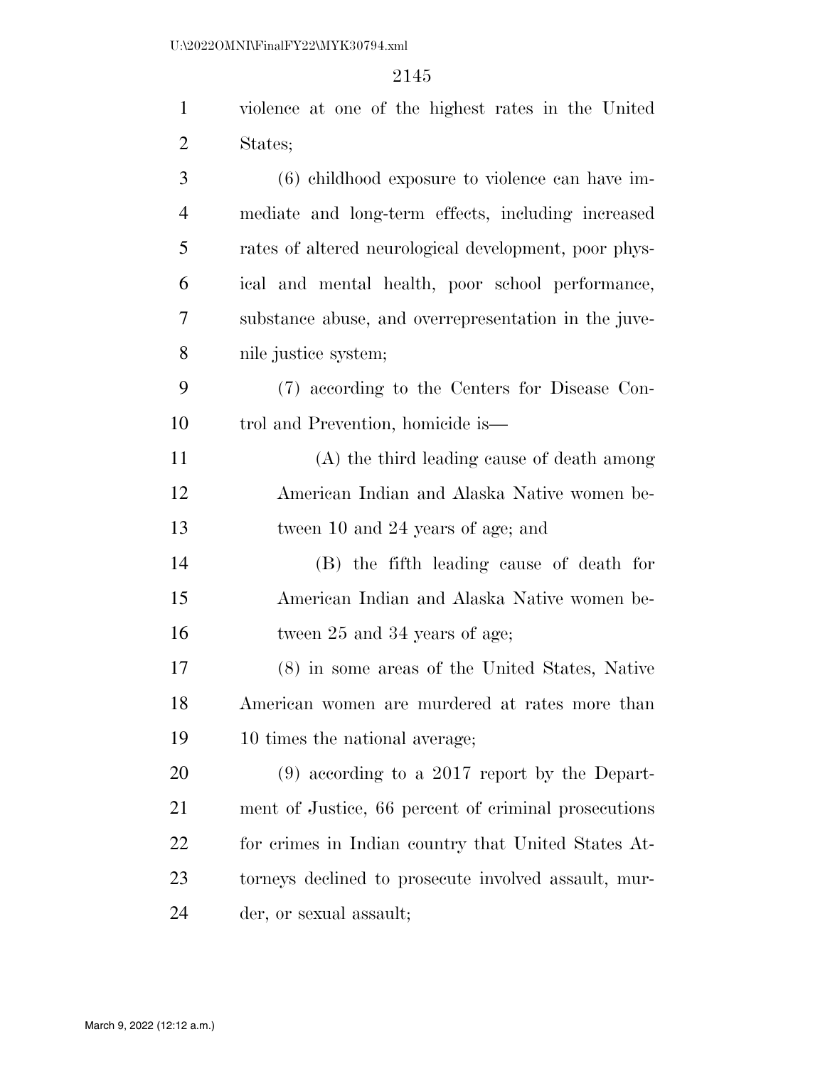violence at one of the highest rates in the United States;

(6) childhood exposure to violence can have immediate and long-term effects, including increased rates of altered neurological development, poor physical and mental health, poor school performance, substance abuse, and overrepresentation in the juvenile justice system;

(7) according to the Centers for Disease Control and Prevention, homicide is—

(A) the third leading cause of death among American Indian and Alaska Native women between 10 and 24 years of age; and

(B) the fifth leading cause of death for American Indian and Alaska Native women between 25 and 34 years of age;

(8) in some areas of the United States, Native American women are murdered at rates more than 10 times the national average;

(9) according to a 2017 report by the Department of Justice, 66 percent of criminal prosecutions for crimes in Indian country that United States Attorneys declined to prosecute involved assault, murder, or sexual assault;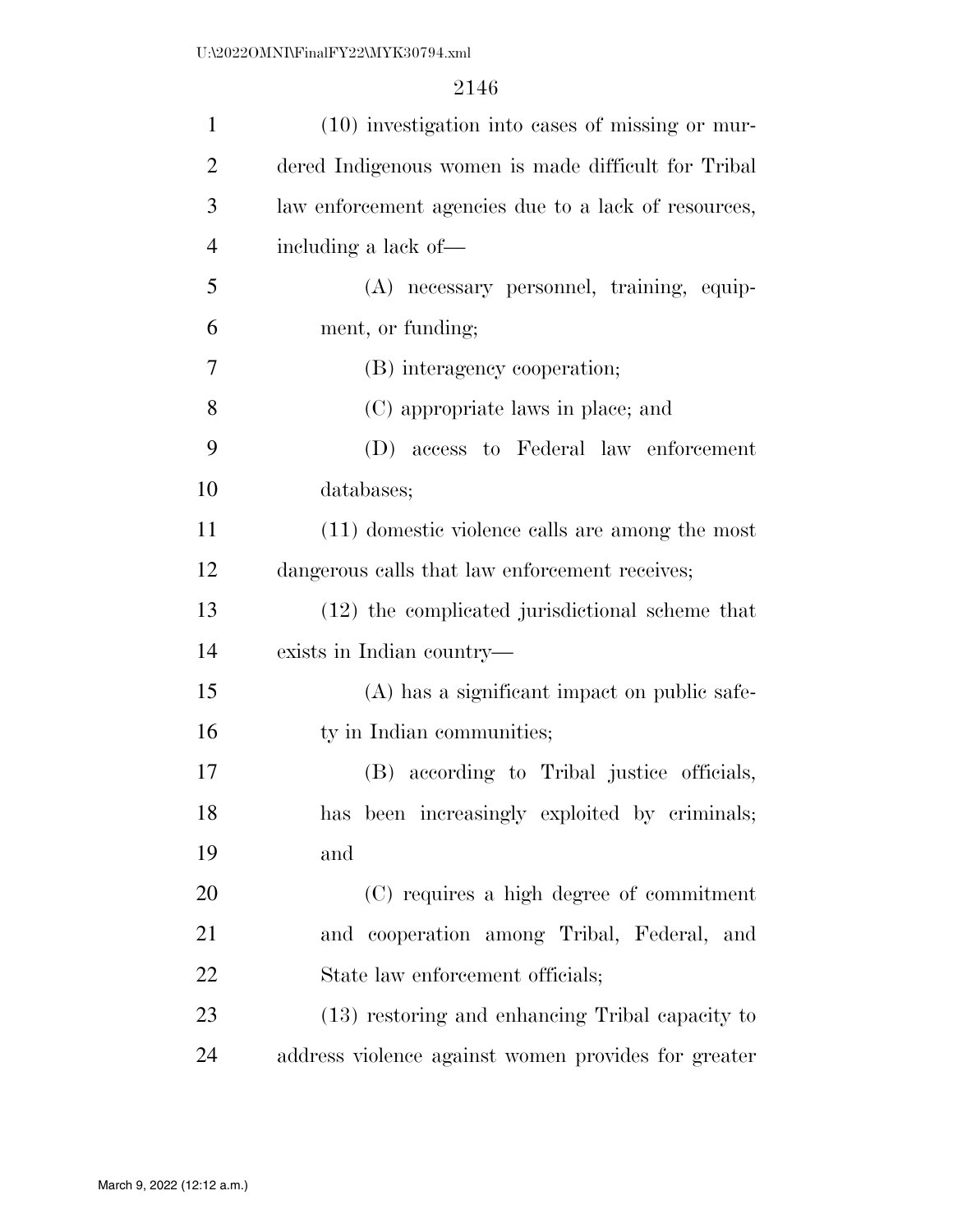(10) investigation into cases of missing or murdered Indigenous women is made difficult for Tribal law enforcement agencies due to a lack of resources, including a lack of—

(A) necessary personnel, training, equipment, or funding;

(B) interagency cooperation;

(C) appropriate laws in place; and

(D) access to Federal law enforcement databases;

(11) domestic violence calls are among the most dangerous calls that law enforcement receives;

(12) the complicated jurisdictional scheme that exists in Indian country—

(A) has a significant impact on public safety in Indian communities;

(B) according to Tribal justice officials, has been increasingly exploited by criminals; and

(C) requires a high degree of commitment and cooperation among Tribal, Federal, and State law enforcement officials;

(13) restoring and enhancing Tribal capacity to address violence against women provides for greater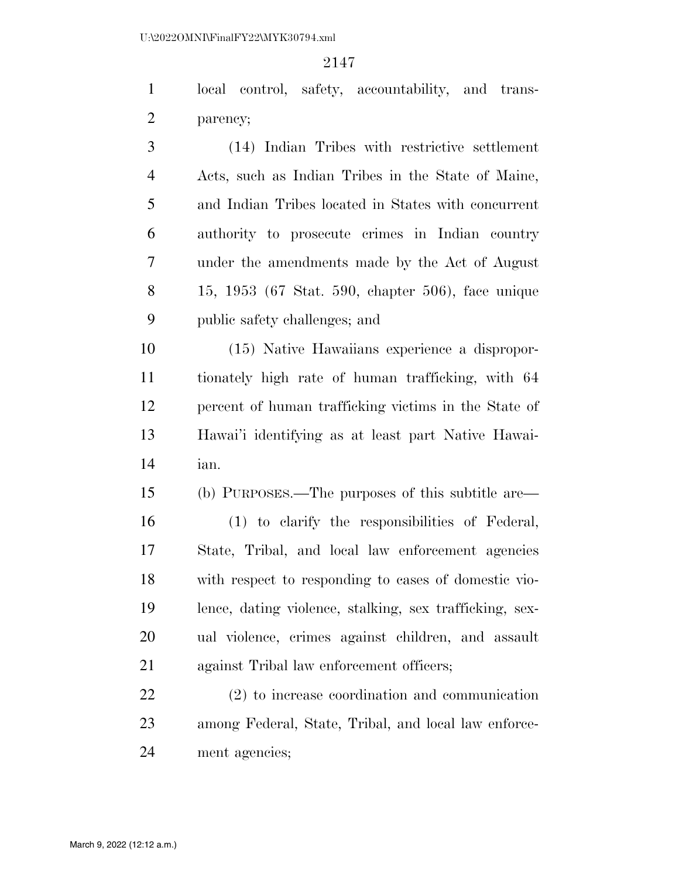local control, safety, accountability, and transparency;

(14) Indian Tribes with restrictive settlement Acts, such as Indian Tribes in the State of Maine, and Indian Tribes located in States with concurrent authority to prosecute crimes in Indian country under the amendments made by the Act of August 15, 1953 (67 Stat. 590, chapter 506), face unique public safety challenges; and

(15) Native Hawaiians experience a disproportionately high rate of human trafficking, with 64 percent of human trafficking victims in the State of Hawai'i identifying as at least part Native Hawaiian.

(b) PURPOSES.—The purposes of this subtitle are—

(1) to clarify the responsibilities of Federal, State, Tribal, and local law enforcement agencies with respect to responding to cases of domestic violence, dating violence, stalking, sex trafficking, sexual violence, crimes against children, and assault against Tribal law enforcement officers;

(2) to increase coordination and communication among Federal, State, Tribal, and local law enforcement agencies;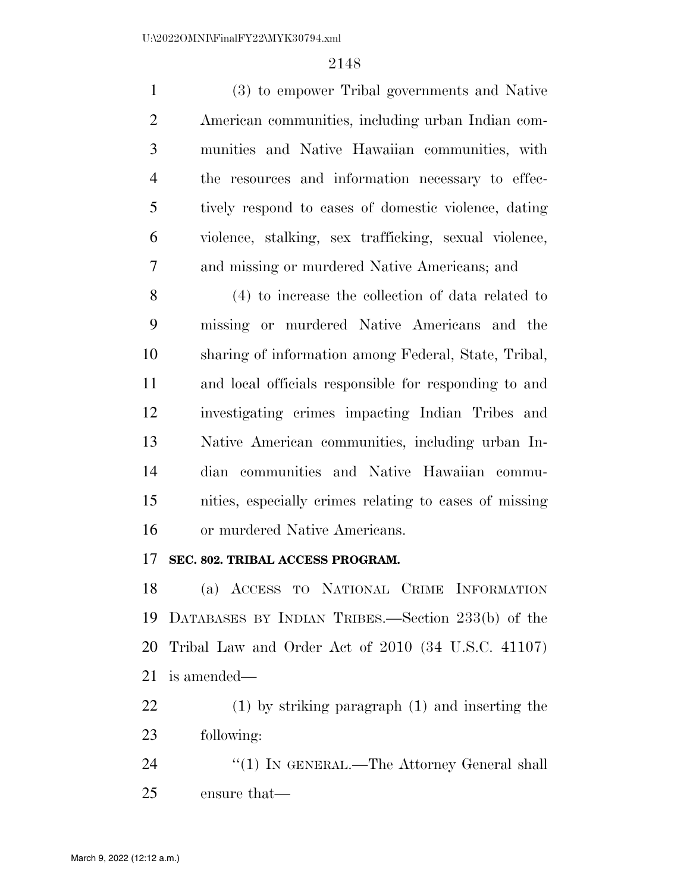(3) to empower Tribal governments and Native American communities, including urban Indian communities and Native Hawaiian communities, with the resources and information necessary to effectively respond to cases of domestic violence, dating violence, stalking, sex trafficking, sexual violence, and missing or murdered Native Americans; and

(4) to increase the collection of data related to missing or murdered Native Americans and the sharing of information among Federal, State, Tribal, and local officials responsible for responding to and investigating crimes impacting Indian Tribes and Native American communities, including urban Indian communities and Native Hawaiian communities, especially crimes relating to cases of missing or murdered Native Americans.

**SEC. 802. TRIBAL ACCESS PROGRAM.**

(a) ACCESS TO NATIONAL CRIME INFORMATION DATABASES BY INDIAN TRIBES.—Section 233(b) of the Tribal Law and Order Act of 2010 (34 U.S.C. 41107) is amended—

(1) by striking paragraph (1) and inserting the following:

''(1) IN GENERAL.—The Attorney General shall ensure that—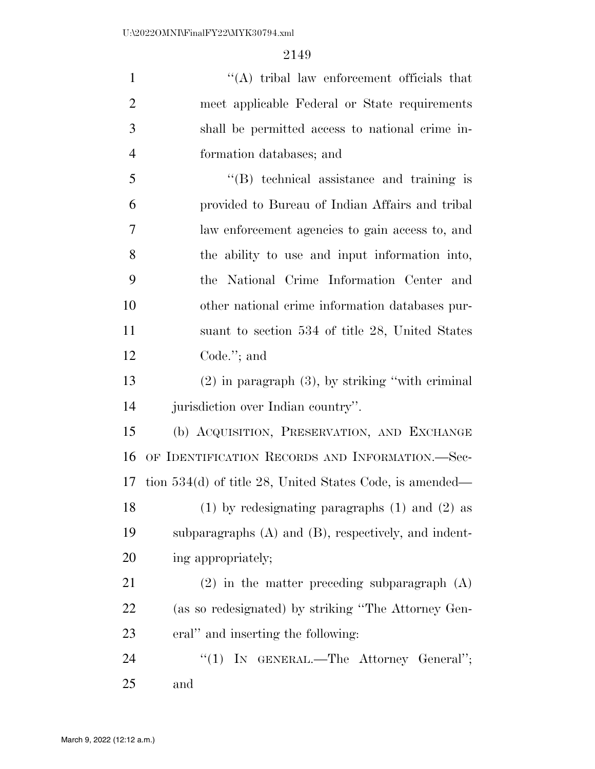"(A) tribal law enforcement officials that meet applicable Federal or State requirements shall be permitted access to national crime information databases; and

"(B) technical assistance and training is provided to Bureau of Indian Affairs and tribal law enforcement agencies to gain access to, and the ability to use and input information into, the National Crime Information Center and other national crime information databases pursuant to section 534 of title 28, United States Code."; and

(2) in paragraph (3), by striking "with criminal jurisdiction over Indian country".

(b) ACQUISITION, PRESERVATION, AND EXCHANGE OF IDENTIFICATION RECORDS AND INFORMATION.—Section 534(d) of title 28, United States Code, is amended—

(1) by redesignating paragraphs (1) and (2) as subparagraphs (A) and (B), respectively, and indenting appropriately;

(2) in the matter preceding subparagraph (A) (as so redesignated) by striking "The Attorney General" and inserting the following:

"(1) IN GENERAL.—The Attorney General"; and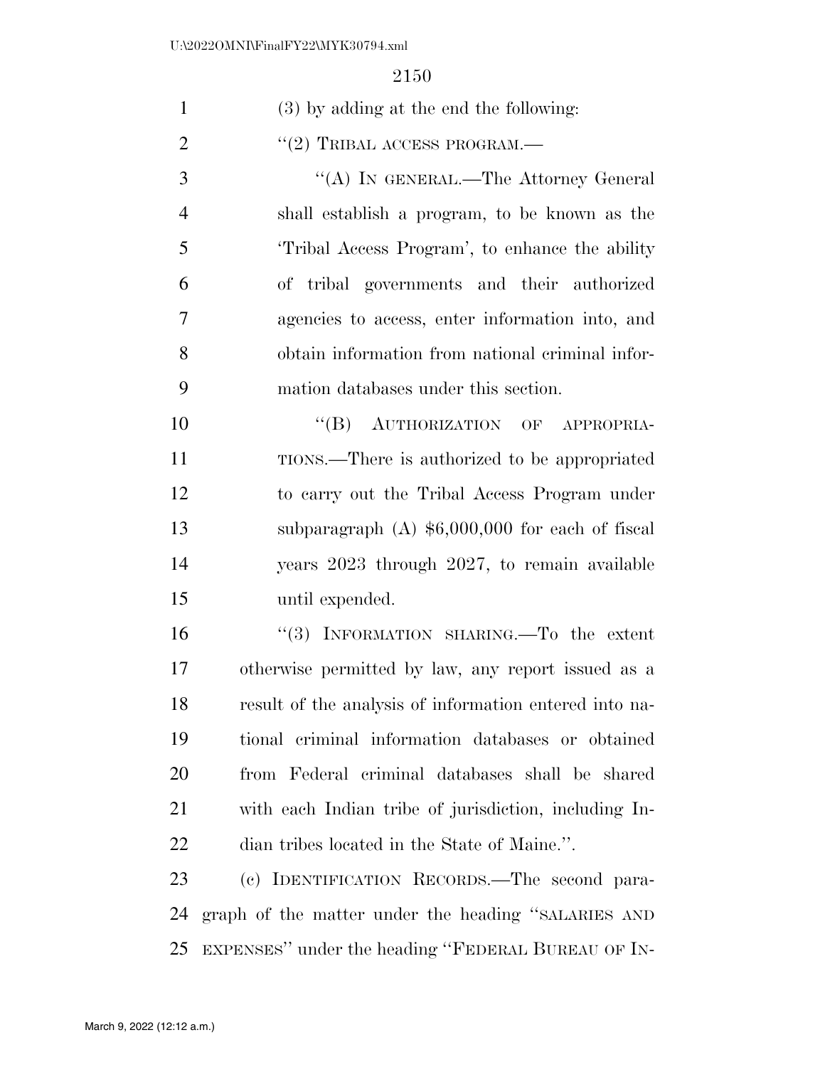(3) by adding at the end the following:

"(2) TRIBAL ACCESS PROGRAM.—

"(A) IN GENERAL.—The Attorney General shall establish a program, to be known as the 'Tribal Access Program', to enhance the ability of tribal governments and their authorized agencies to access, enter information into, and obtain information from national criminal information databases under this section.

"(B) AUTHORIZATION OF APPROPRIATIONS.—There is authorized to be appropriated to carry out the Tribal Access Program under subparagraph (A) $6,000,000 for each of fiscal years 2023 through 2027, to remain available until expended.

"(3) INFORMATION SHARING.—To the extent otherwise permitted by law, any report issued as a result of the analysis of information entered into national criminal information databases or obtained from Federal criminal databases shall be shared with each Indian tribe of jurisdiction, including Indian tribes located in the State of Maine.".

(c) IDENTIFICATION RECORDS.—The second paragraph of the matter under the heading "SALARIES AND EXPENSES" under the heading "FEDERAL BUREAU OF IN-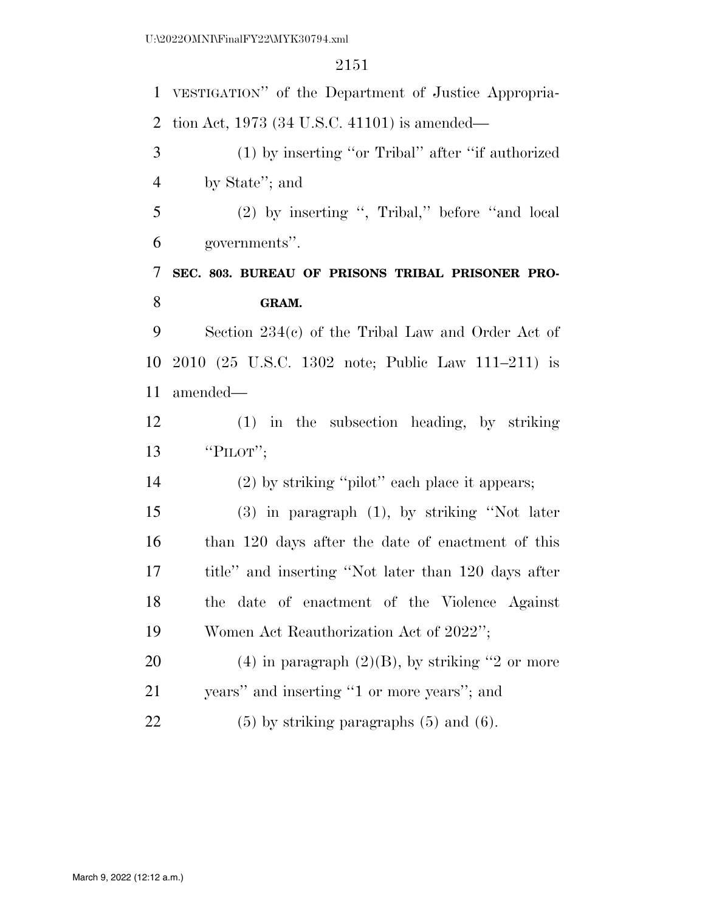VESTIGATION'' of the Department of Justice Appropriation Act, 1973 (34 U.S.C. 41101) is amended—

(1) by inserting ''or Tribal'' after ''if authorized by State''; and

(2) by inserting '', Tribal,'' before ''and local governments''.

**SEC. 803. BUREAU OF PRISONS TRIBAL PRISONER PROGRAM.**

Section 234(c) of the Tribal Law and Order Act of 2010 (25 U.S.C. 1302 note; Public Law 111–211) is amended—

(1) in the subsection heading, by striking ''PILOT'';

(2) by striking ''pilot'' each place it appears;

(3) in paragraph (1), by striking ''Not later than 120 days after the date of enactment of this title'' and inserting ''Not later than 120 days after the date of enactment of the Violence Against Women Act Reauthorization Act of 2022'';

(4) in paragraph (2)(B), by striking ''2 or more years'' and inserting ''1 or more years''; and

(5) by striking paragraphs (5) and (6).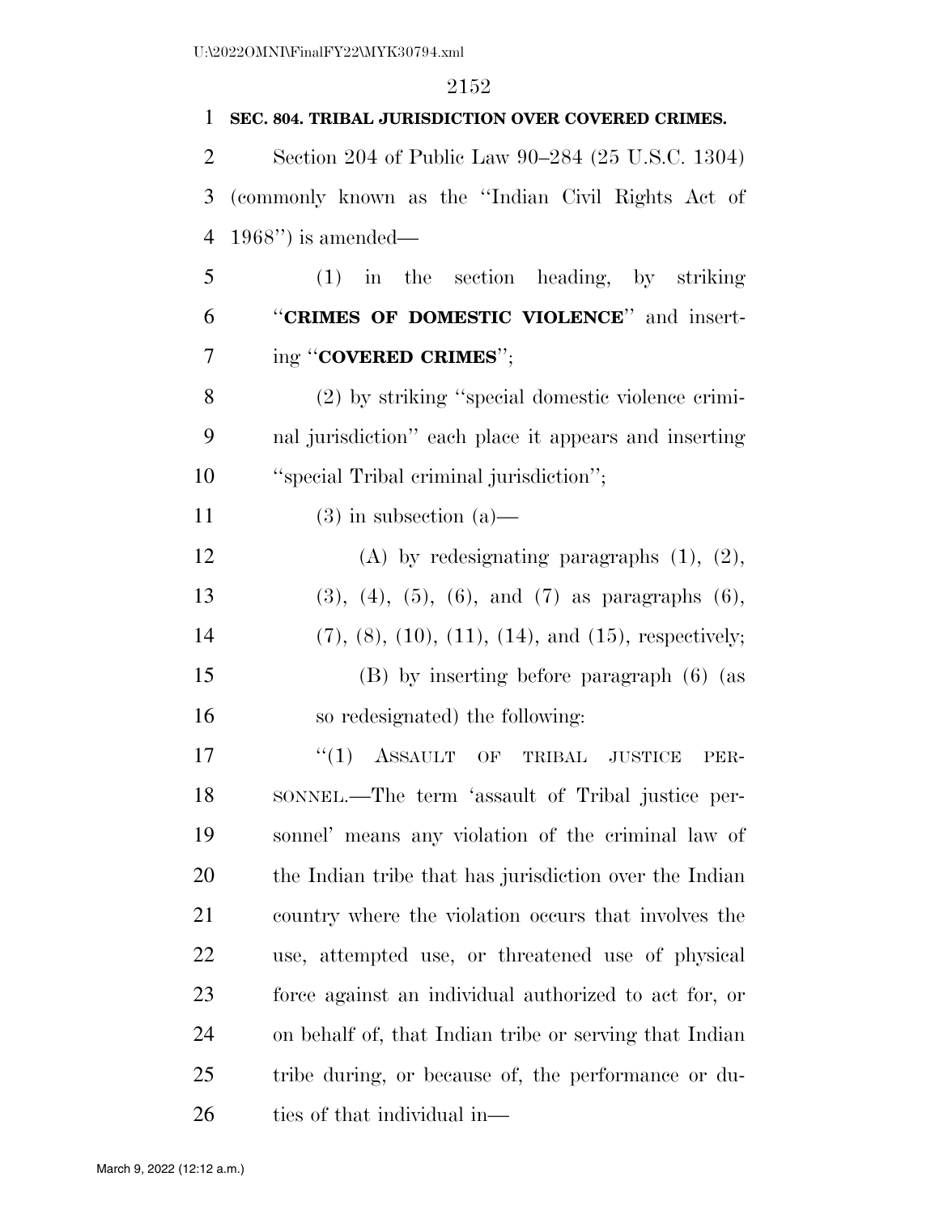**SEC. 804. TRIBAL JURISDICTION OVER COVERED CRIMES.**

Section 204 of Public Law 90–284 (25 U.S.C. 1304) (commonly known as the ''Indian Civil Rights Act of 1968'') is amended—

(1) in the section heading, by striking ''**CRIMES OF DOMESTIC VIOLENCE**'' and inserting ''**COVERED CRIMES**'';

(2) by striking ''special domestic violence criminal jurisdiction'' each place it appears and inserting ''special Tribal criminal jurisdiction'';

(3) in subsection (a)—

(A) by redesignating paragraphs (1), (2), (3), (4), (5), (6), and (7) as paragraphs (6), (7), (8), (10), (11), (14), and (15), respectively;

(B) by inserting before paragraph (6) (as so redesignated) the following:

''(1) ASSAULT OF TRIBAL JUSTICE PERSONNEL.—The term 'assault of Tribal justice personnel' means any violation of the criminal law of the Indian tribe that has jurisdiction over the Indian country where the violation occurs that involves the use, attempted use, or threatened use of physical force against an individual authorized to act for, or on behalf of, that Indian tribe or serving that Indian tribe during, or because of, the performance or duties of that individual in—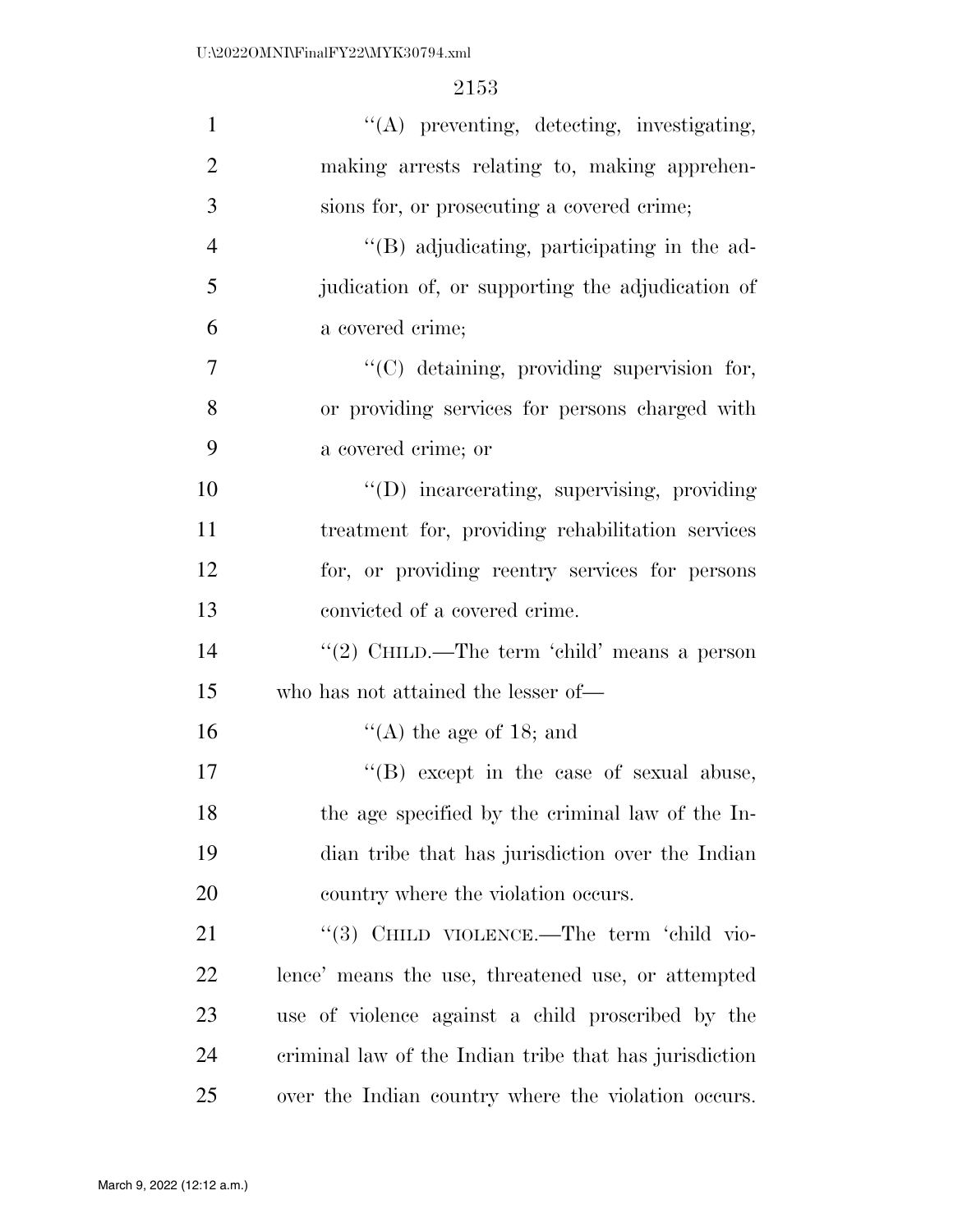''(A) preventing, detecting, investigating, making arrests relating to, making apprehensions for, or prosecuting a covered crime;

''(B) adjudicating, participating in the adjudication of, or supporting the adjudication of a covered crime;

''(C) detaining, providing supervision for, or providing services for persons charged with a covered crime; or

''(D) incarcerating, supervising, providing treatment for, providing rehabilitation services for, or providing reentry services for persons convicted of a covered crime.

''(2) CHILD.—The term 'child' means a person who has not attained the lesser of—

''(A) the age of 18; and

''(B) except in the case of sexual abuse, the age specified by the criminal law of the Indian tribe that has jurisdiction over the Indian country where the violation occurs.

''(3) CHILD VIOLENCE.—The term 'child violence' means the use, threatened use, or attempted use of violence against a child proscribed by the criminal law of the Indian tribe that has jurisdiction over the Indian country where the violation occurs.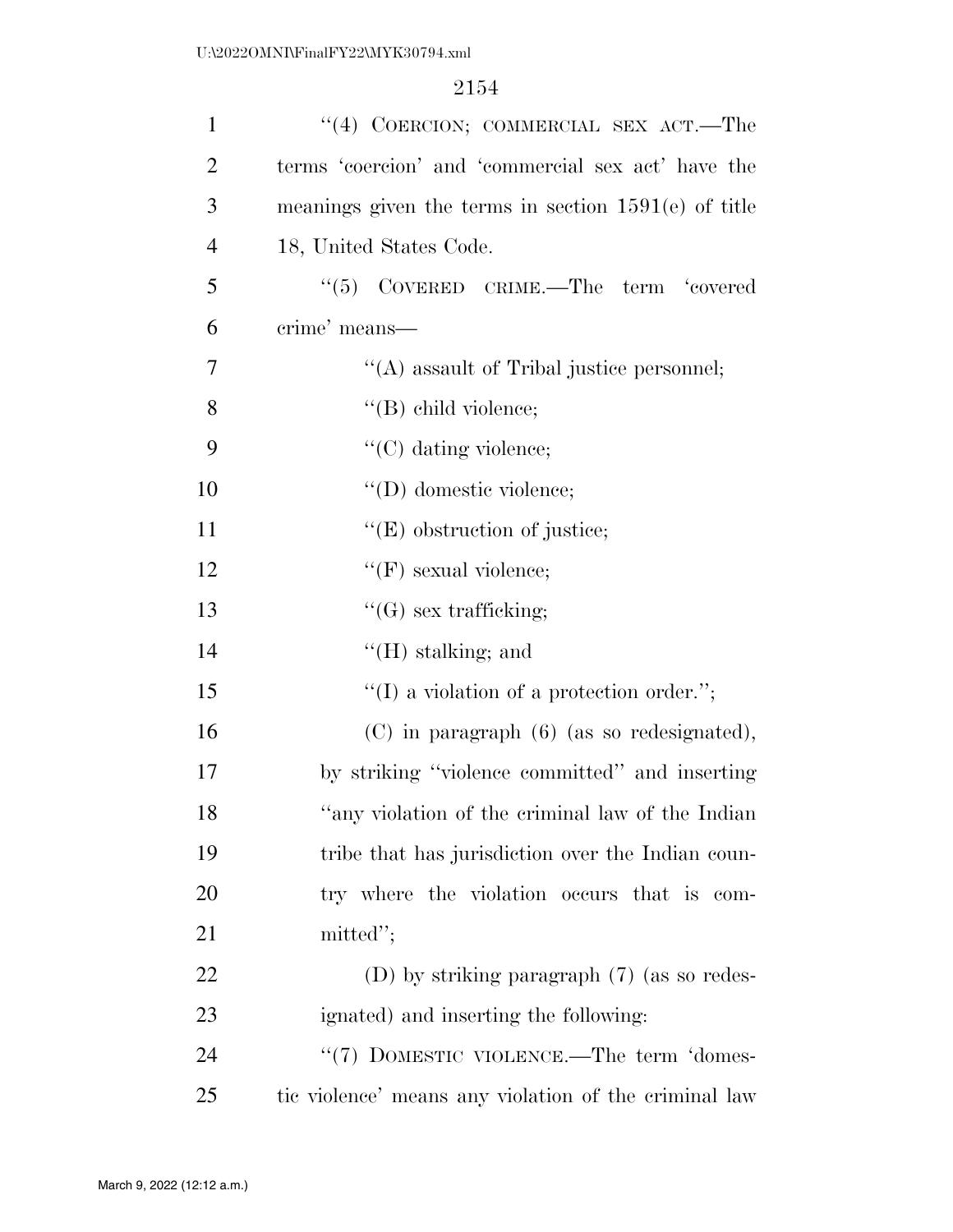"(4) COERCION; COMMERCIAL SEX ACT.—The terms 'coercion' and 'commercial sex act' have the meanings given the terms in section 1591(e) of title 18, United States Code.

"(5) COVERED CRIME.—The term 'covered crime' means—

"(A) assault of Tribal justice personnel;

"(B) child violence;

"(C) dating violence;

"(D) domestic violence;

"(E) obstruction of justice;

"(F) sexual violence;

"(G) sex trafficking;

"(H) stalking; and

"(I) a violation of a protection order.";

(C) in paragraph (6) (as so redesignated), by striking "violence committed" and inserting "any violation of the criminal law of the Indian tribe that has jurisdiction over the Indian country where the violation occurs that is committed";

(D) by striking paragraph (7) (as so redesignated) and inserting the following:

"(7) DOMESTIC VIOLENCE.—The term 'domestic violence' means any violation of the criminal law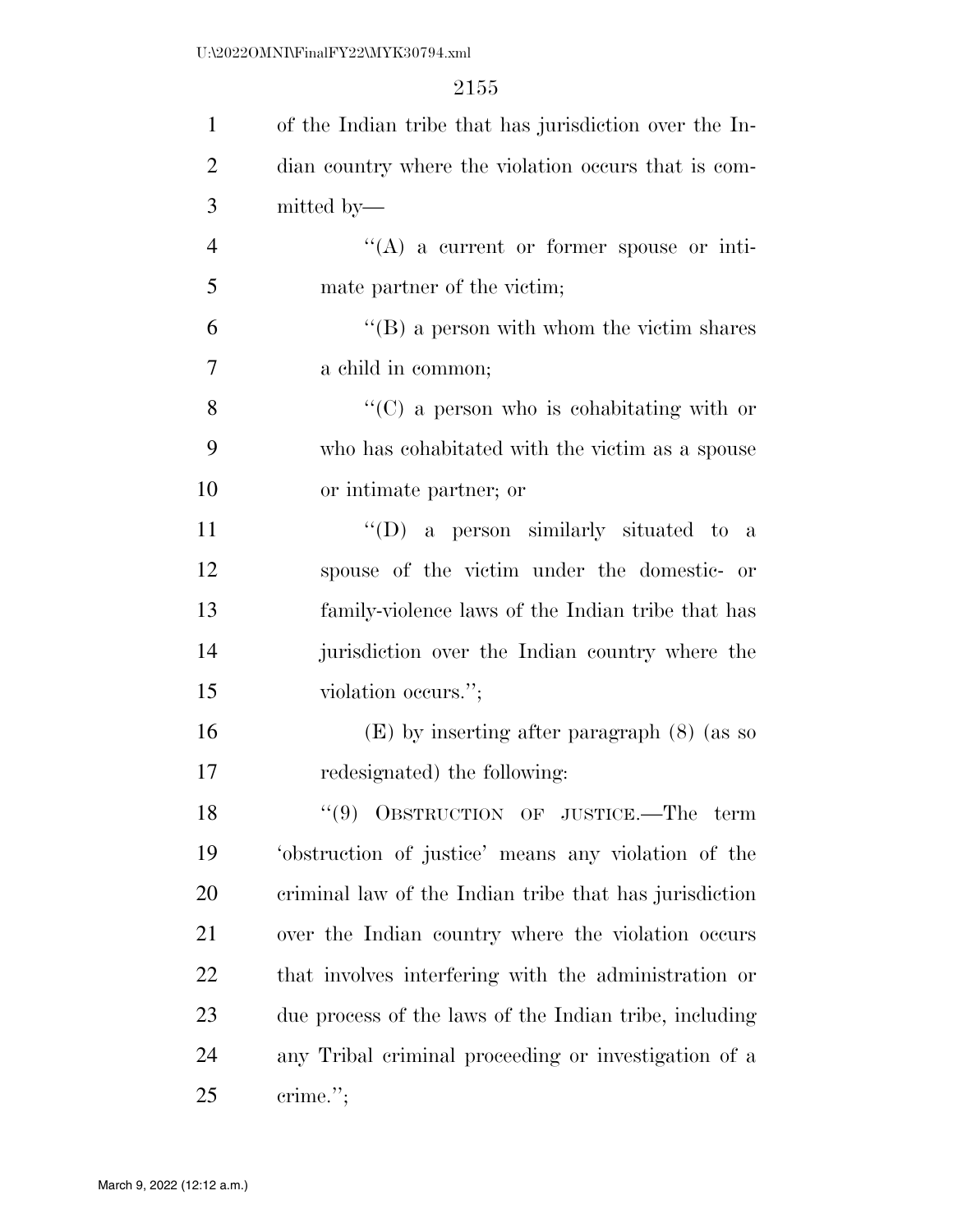of the Indian tribe that has jurisdiction over the Indian country where the violation occurs that is committed by—

''(A) a current or former spouse or intimate partner of the victim;

''(B) a person with whom the victim shares a child in common;

''(C) a person who is cohabitating with or who has cohabitated with the victim as a spouse or intimate partner; or

''(D) a person similarly situated to a spouse of the victim under the domestic- or family-violence laws of the Indian tribe that has jurisdiction over the Indian country where the violation occurs.'';

(E) by inserting after paragraph (8) (as so redesignated) the following:

''(9) OBSTRUCTION OF JUSTICE.—The term 'obstruction of justice' means any violation of the criminal law of the Indian tribe that has jurisdiction over the Indian country where the violation occurs that involves interfering with the administration or due process of the laws of the Indian tribe, including any Tribal criminal proceeding or investigation of a crime.'';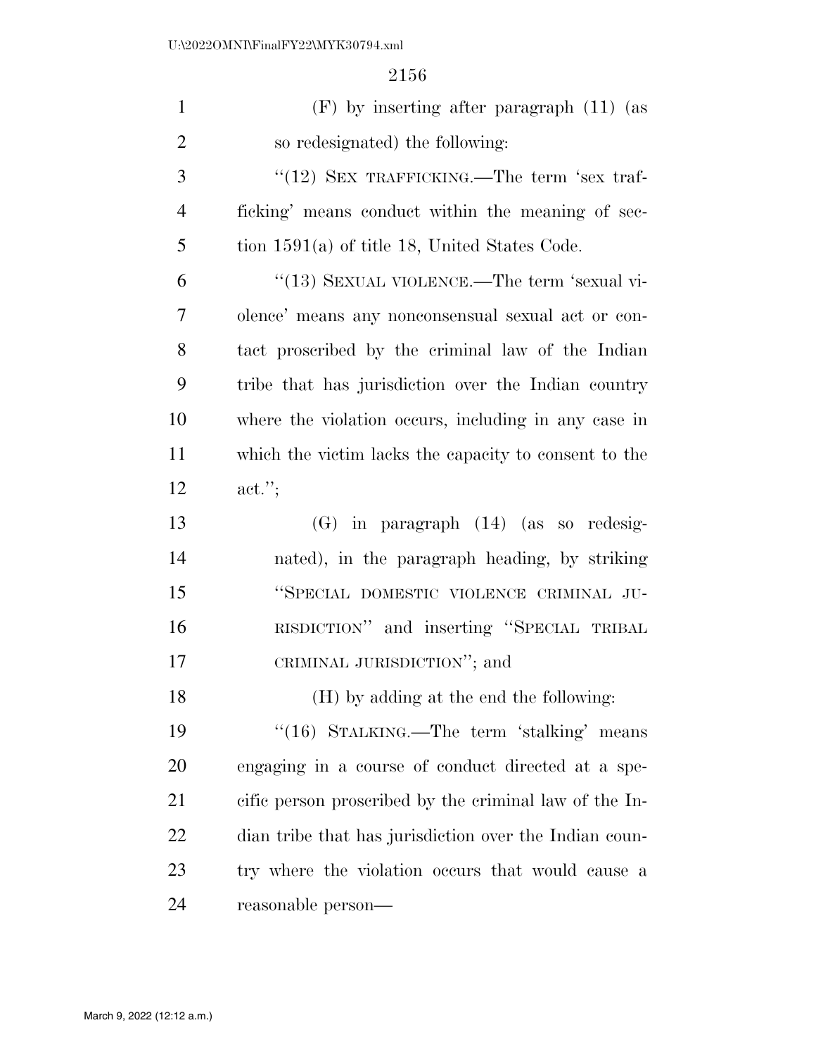(F) by inserting after paragraph (11) (as so redesignated) the following:

"(12) SEX TRAFFICKING.—The term 'sex trafficking' means conduct within the meaning of section 1591(a) of title 18, United States Code.

"(13) SEXUAL VIOLENCE.—The term 'sexual violence' means any nonconsensual sexual act or contact proscribed by the criminal law of the Indian tribe that has jurisdiction over the Indian country where the violation occurs, including in any case in which the victim lacks the capacity to consent to the act.";

(G) in paragraph (14) (as so redesignated), in the paragraph heading, by striking "SPECIAL DOMESTIC VIOLENCE CRIMINAL JURISDICTION" and inserting "SPECIAL TRIBAL CRIMINAL JURISDICTION"; and

(H) by adding at the end the following:

"(16) STALKING.—The term 'stalking' means engaging in a course of conduct directed at a specific person proscribed by the criminal law of the Indian tribe that has jurisdiction over the Indian country where the violation occurs that would cause a reasonable person—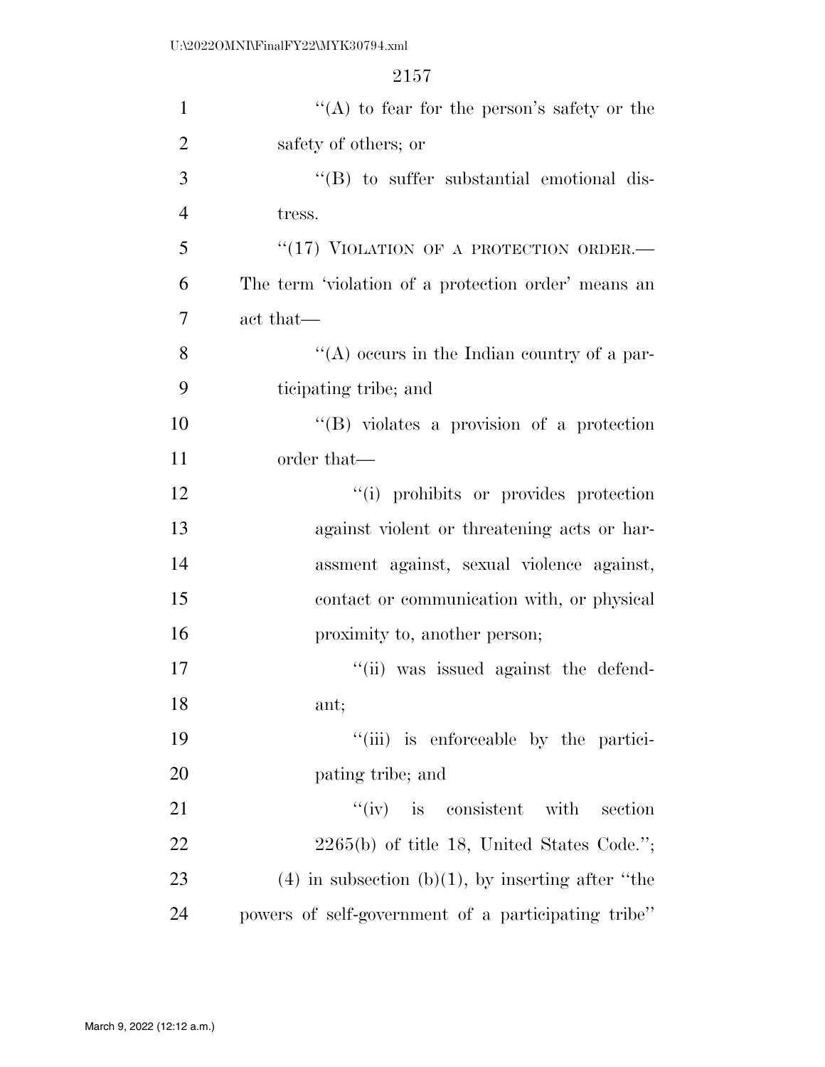''(A) to fear for the person's safety or the safety of others; or

''(B) to suffer substantial emotional distress.

''(17) VIOLATION OF A PROTECTION ORDER.—The term 'violation of a protection order' means an act that—

''(A) occurs in the Indian country of a participating tribe; and

''(B) violates a provision of a protection order that—

''(i) prohibits or provides protection against violent or threatening acts or harassment against, sexual violence against, contact or communication with, or physical proximity to, another person;

''(ii) was issued against the defendant;

''(iii) is enforceable by the participating tribe; and

''(iv) is consistent with section 2265(b) of title 18, United States Code.'';

(4) in subsection (b)(1), by inserting after ''the powers of self-government of a participating tribe''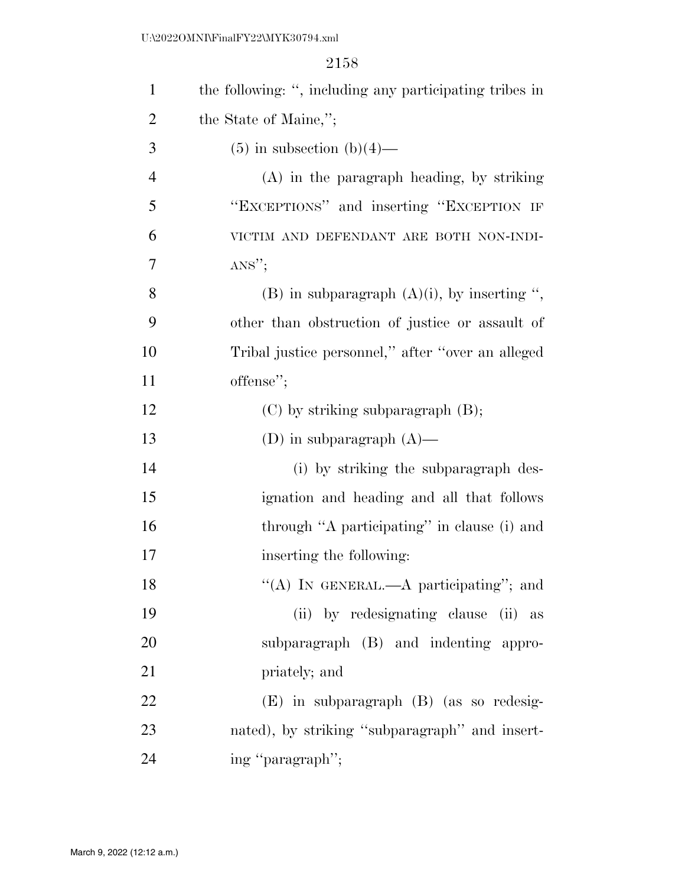the following: ", including any participating tribes in the State of Maine,";

(5) in subsection (b)(4)—

(A) in the paragraph heading, by striking "EXCEPTIONS" and inserting "EXCEPTION IF VICTIM AND DEFENDANT ARE BOTH NON-INDIANS";

(B) in subparagraph (A)(i), by inserting ", other than obstruction of justice or assault of Tribal justice personnel," after "over an alleged offense";

(C) by striking subparagraph (B);

(D) in subparagraph (A)—

(i) by striking the subparagraph designation and heading and all that follows through "A participating" in clause (i) and inserting the following:

"(A) IN GENERAL.—A participating"; and

(ii) by redesignating clause (ii) as subparagraph (B) and indenting appropriately; and

(E) in subparagraph (B) (as so redesignated), by striking "subparagraph" and inserting "paragraph";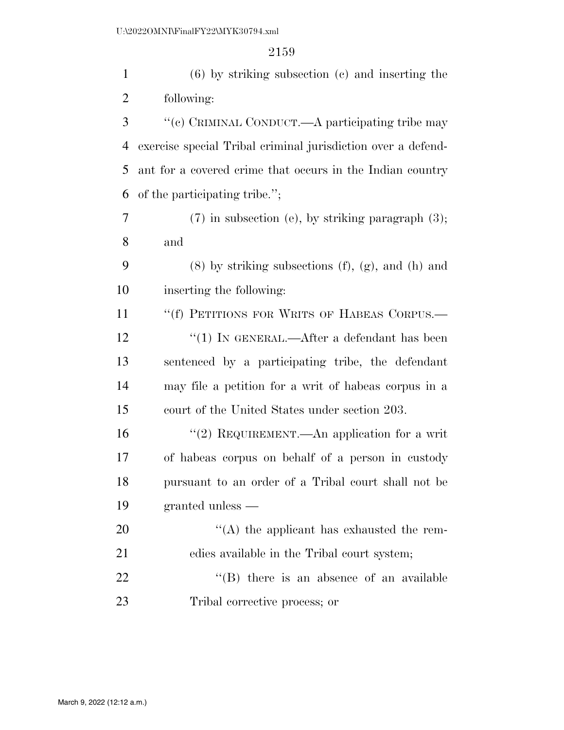(6) by striking subsection (c) and inserting the following:

"(c) CRIMINAL CONDUCT.—A participating tribe may exercise special Tribal criminal jurisdiction over a defendant for a covered crime that occurs in the Indian country of the participating tribe.";

(7) in subsection (e), by striking paragraph (3); and

(8) by striking subsections (f), (g), and (h) and inserting the following:

"(f) PETITIONS FOR WRITS OF HABEAS CORPUS.—

"(1) IN GENERAL.—After a defendant has been sentenced by a participating tribe, the defendant may file a petition for a writ of habeas corpus in a court of the United States under section 203.

"(2) REQUIREMENT.—An application for a writ of habeas corpus on behalf of a person in custody pursuant to an order of a Tribal court shall not be granted unless —

"(A) the applicant has exhausted the remedies available in the Tribal court system;

"(B) there is an absence of an available Tribal corrective process; or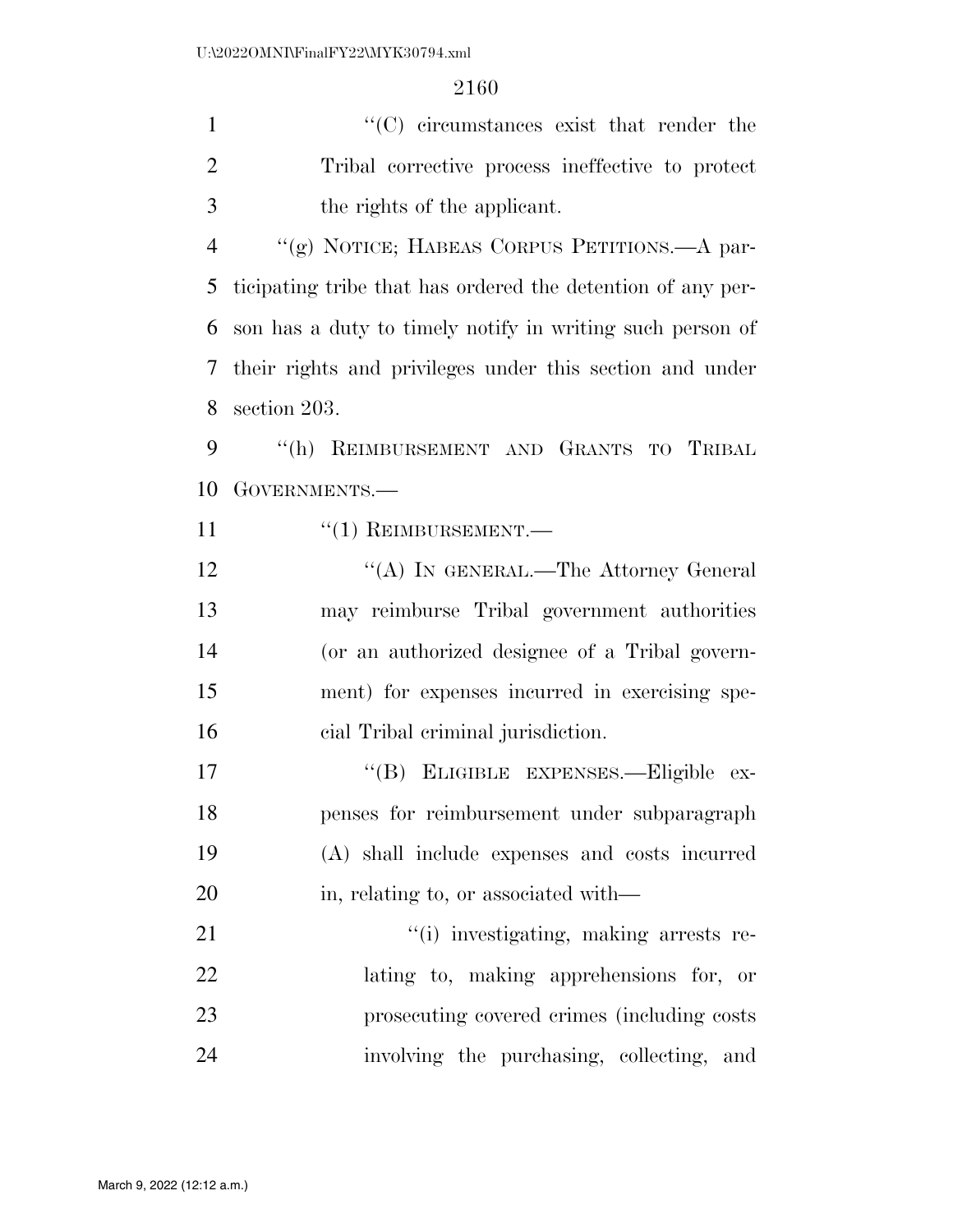''(C) circumstances exist that render the Tribal corrective process ineffective to protect the rights of the applicant.

''(g) NOTICE; HABEAS CORPUS PETITIONS.—A participating tribe that has ordered the detention of any person has a duty to timely notify in writing such person of their rights and privileges under this section and under section 203.

''(h) REIMBURSEMENT AND GRANTS TO TRIBAL GOVERNMENTS.—

''(1) REIMBURSEMENT.—

''(A) IN GENERAL.—The Attorney General may reimburse Tribal government authorities (or an authorized designee of a Tribal government) for expenses incurred in exercising special Tribal criminal jurisdiction.

''(B) ELIGIBLE EXPENSES.—Eligible expenses for reimbursement under subparagraph (A) shall include expenses and costs incurred in, relating to, or associated with—

''(i) investigating, making arrests relating to, making apprehensions for, or prosecuting covered crimes (including costs involving the purchasing, collecting, and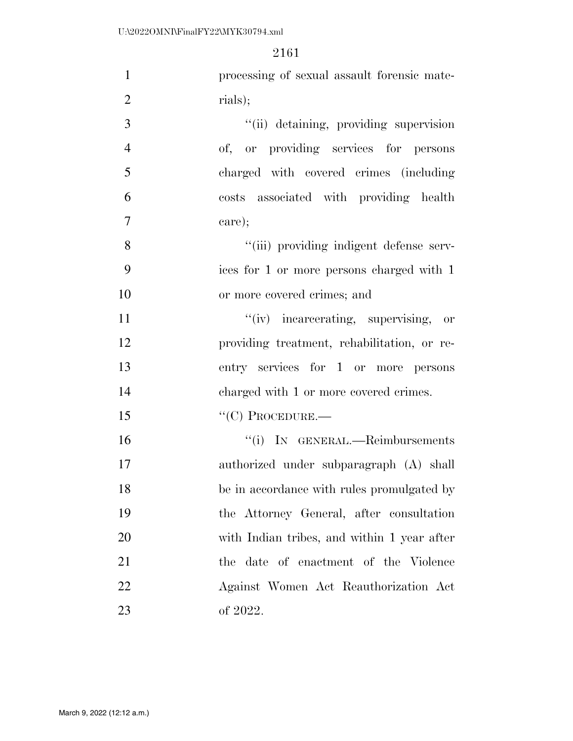processing of sexual assault forensic materials);

''(ii) detaining, providing supervision of, or providing services for persons charged with covered crimes (including costs associated with providing health care);

''(iii) providing indigent defense services for 1 or more persons charged with 1 or more covered crimes; and

''(iv) incarcerating, supervising, or providing treatment, rehabilitation, or reentry services for 1 or more persons charged with 1 or more covered crimes.

''(C) PROCEDURE.—

''(i) IN GENERAL.—Reimbursements authorized under subparagraph (A) shall be in accordance with rules promulgated by the Attorney General, after consultation with Indian tribes, and within 1 year after the date of enactment of the Violence Against Women Act Reauthorization Act of 2022.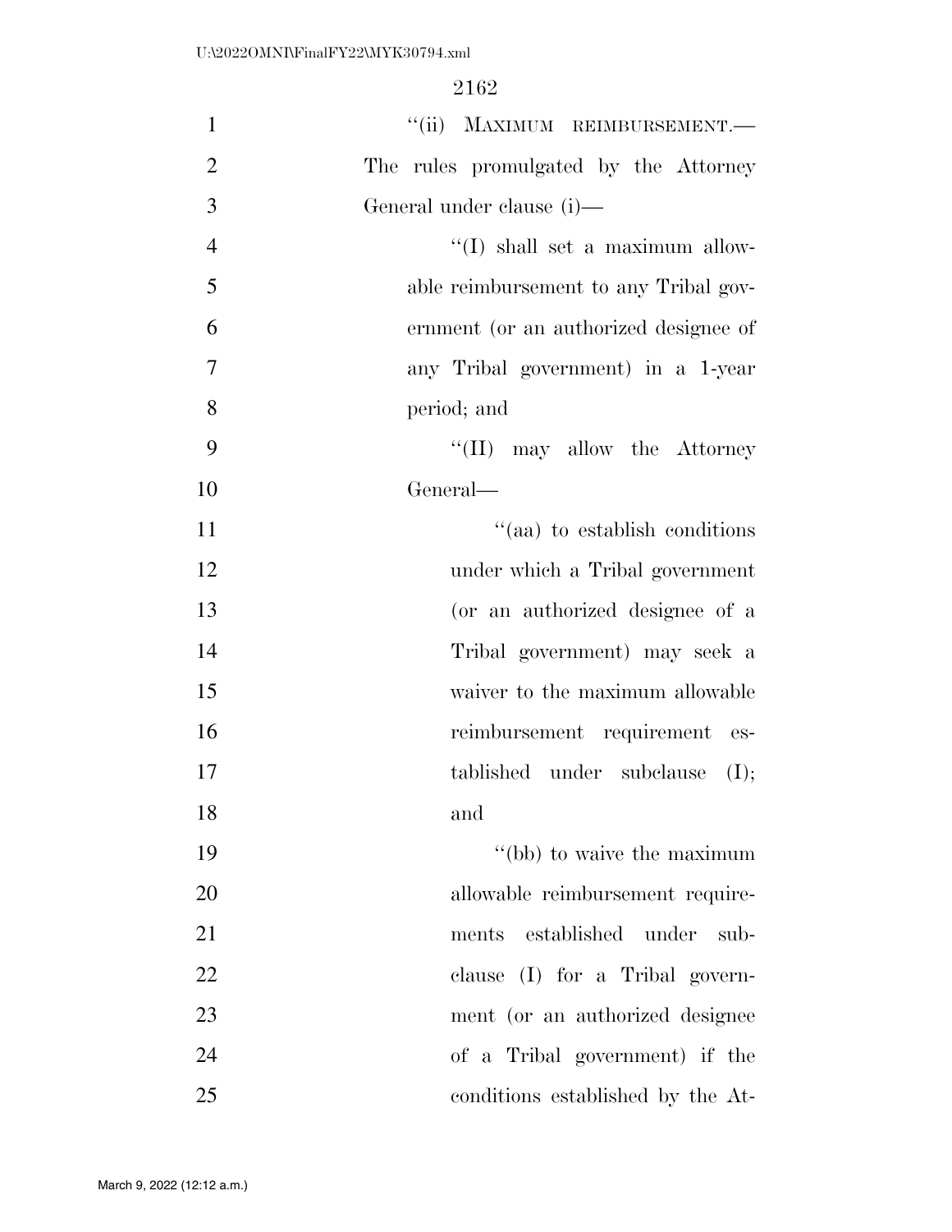"(ii) MAXIMUM REIMBURSEMENT.— The rules promulgated by the Attorney General under clause (i)—

"(I) shall set a maximum allowable reimbursement to any Tribal government (or an authorized designee of any Tribal government) in a 1-year period; and

"(II) may allow the Attorney General—

"(aa) to establish conditions under which a Tribal government (or an authorized designee of a Tribal government) may seek a waiver to the maximum allowable reimbursement requirement established under subclause (I); and

"(bb) to waive the maximum allowable reimbursement requirements established under subclause (I) for a Tribal government (or an authorized designee of a Tribal government) if the conditions established by the At-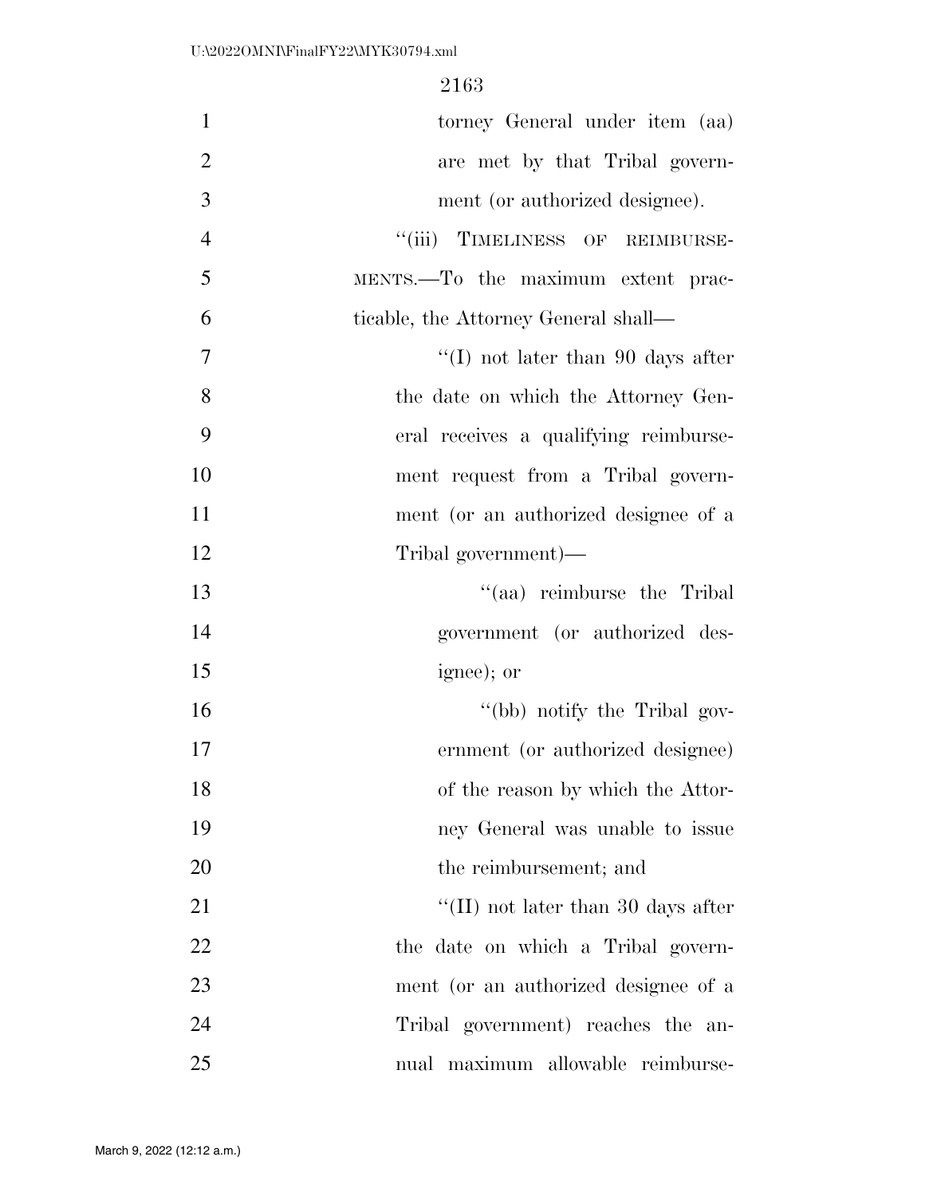torney General under item (aa) are met by that Tribal government (or authorized designee).

"(iii) TIMELINESS OF REIMBURSEMENTS.—To the maximum extent practicable, the Attorney General shall—

"(I) not later than 90 days after the date on which the Attorney General receives a qualifying reimbursement request from a Tribal government (or an authorized designee of a Tribal government)—

"(aa) reimburse the Tribal government (or authorized designee); or

"(bb) notify the Tribal government (or authorized designee) of the reason by which the Attorney General was unable to issue the reimbursement; and

"(II) not later than 30 days after the date on which a Tribal government (or an authorized designee of a Tribal government) reaches the annual maximum allowable reimburse-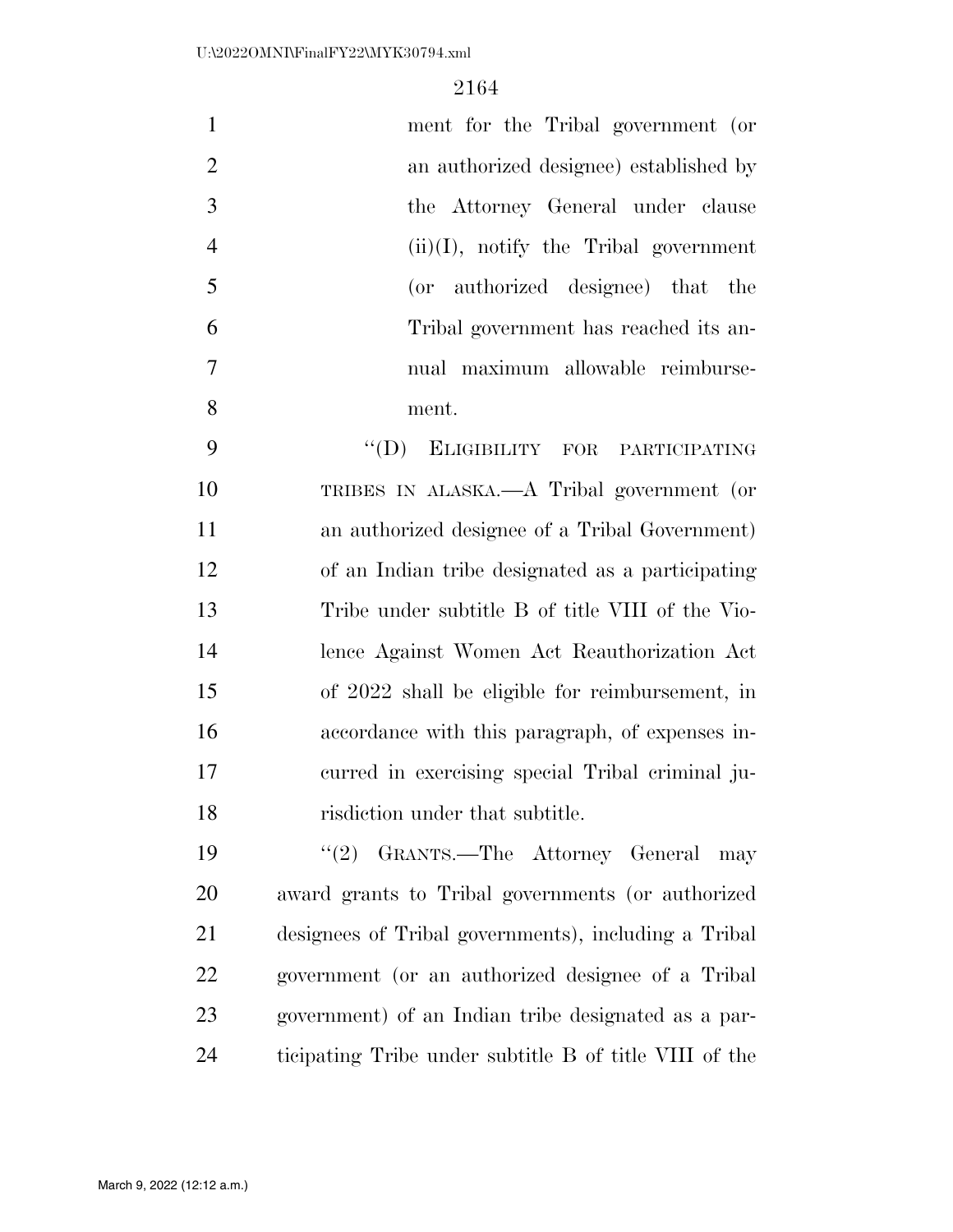ment for the Tribal government (or an authorized designee) established by the Attorney General under clause (ii)(I), notify the Tribal government (or authorized designee) that the Tribal government has reached its annual maximum allowable reimbursement.

"(D) ELIGIBILITY FOR PARTICIPATING TRIBES IN ALASKA.—A Tribal government (or an authorized designee of a Tribal Government) of an Indian tribe designated as a participating Tribe under subtitle B of title VIII of the Violence Against Women Act Reauthorization Act of 2022 shall be eligible for reimbursement, in accordance with this paragraph, of expenses incurred in exercising special Tribal criminal jurisdiction under that subtitle.

"(2) GRANTS.—The Attorney General may award grants to Tribal governments (or authorized designees of Tribal governments), including a Tribal government (or an authorized designee of a Tribal government) of an Indian tribe designated as a participating Tribe under subtitle B of title VIII of the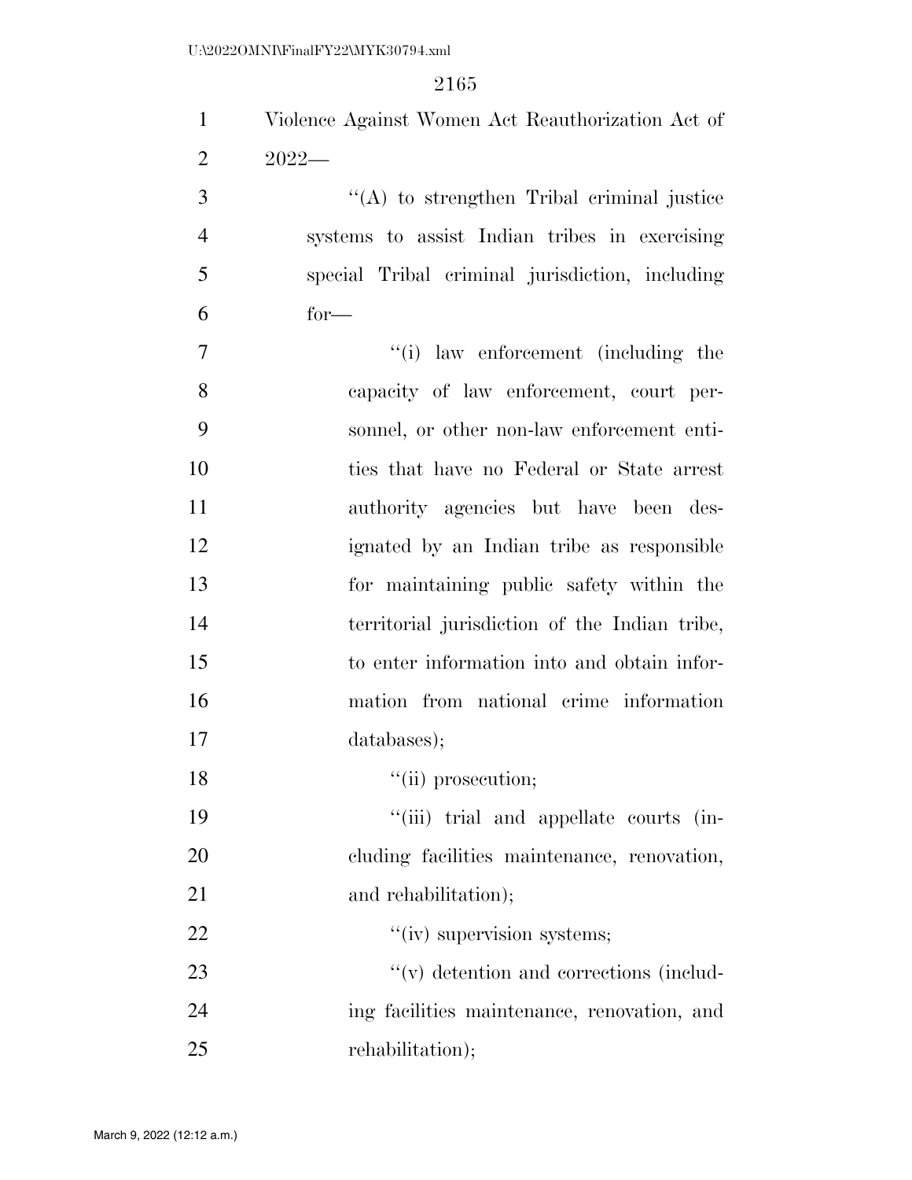Violence Against Women Act Reauthorization Act of 2022—

"(A) to strengthen Tribal criminal justice systems to assist Indian tribes in exercising special Tribal criminal jurisdiction, including for—

"(i) law enforcement (including the capacity of law enforcement, court personnel, or other non-law enforcement entities that have no Federal or State arrest authority agencies but have been designated by an Indian tribe as responsible for maintaining public safety within the territorial jurisdiction of the Indian tribe, to enter information into and obtain information from national crime information databases);

"(ii) prosecution;

"(iii) trial and appellate courts (including facilities maintenance, renovation, and rehabilitation);

"(iv) supervision systems;

"(v) detention and corrections (including facilities maintenance, renovation, and rehabilitation);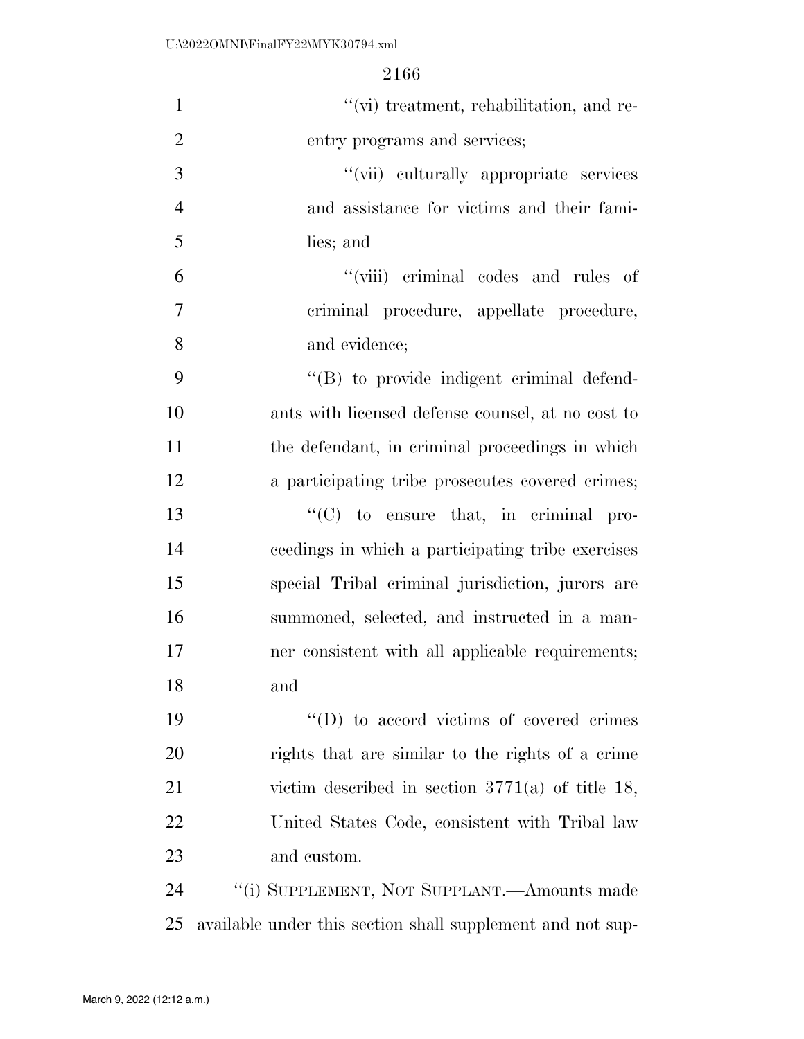''(vi) treatment, rehabilitation, and reentry programs and services;

''(vii) culturally appropriate services and assistance for victims and their families; and

''(viii) criminal codes and rules of criminal procedure, appellate procedure, and evidence;

''(B) to provide indigent criminal defendants with licensed defense counsel, at no cost to the defendant, in criminal proceedings in which a participating tribe prosecutes covered crimes;

''(C) to ensure that, in criminal proceedings in which a participating tribe exercises special Tribal criminal jurisdiction, jurors are summoned, selected, and instructed in a manner consistent with all applicable requirements; and

''(D) to accord victims of covered crimes rights that are similar to the rights of a crime victim described in section 3771(a) of title 18, United States Code, consistent with Tribal law and custom.

''(i) SUPPLEMENT, NOT SUPPLANT.—Amounts made available under this section shall supplement and not sup-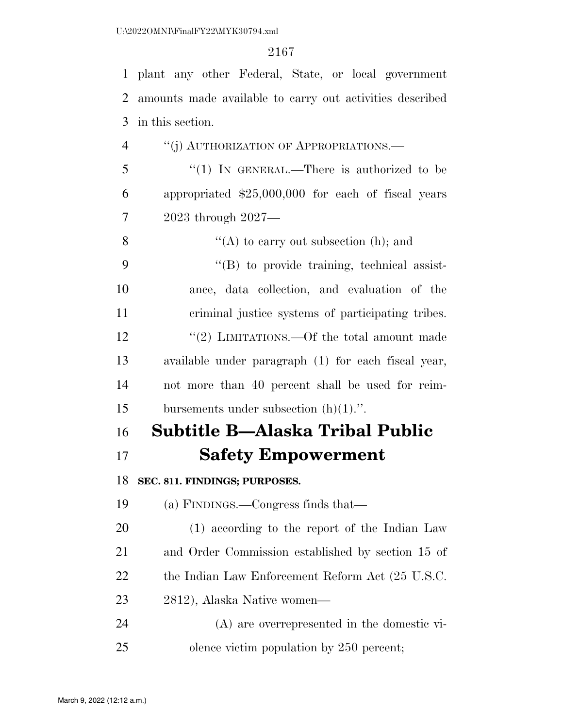plant any other Federal, State, or local government amounts made available to carry out activities described in this section.

"(j) AUTHORIZATION OF APPROPRIATIONS.—

"(1) IN GENERAL.—There is authorized to be appropriated $25,000,000 for each of fiscal years 2023 through 2027—

"(A) to carry out subsection (h); and

"(B) to provide training, technical assistance, data collection, and evaluation of the criminal justice systems of participating tribes.

"(2) LIMITATIONS.—Of the total amount made available under paragraph (1) for each fiscal year, not more than 40 percent shall be used for reimbursements under subsection (h)(1).".

# Subtitle B—Alaska Tribal Public Safety Empowerment

**SEC. 811. FINDINGS; PURPOSES.**

(a) FINDINGS.—Congress finds that—

(1) according to the report of the Indian Law and Order Commission established by section 15 of the Indian Law Enforcement Reform Act (25 U.S.C. 2812), Alaska Native women—

(A) are overrepresented in the domestic violence victim population by 250 percent;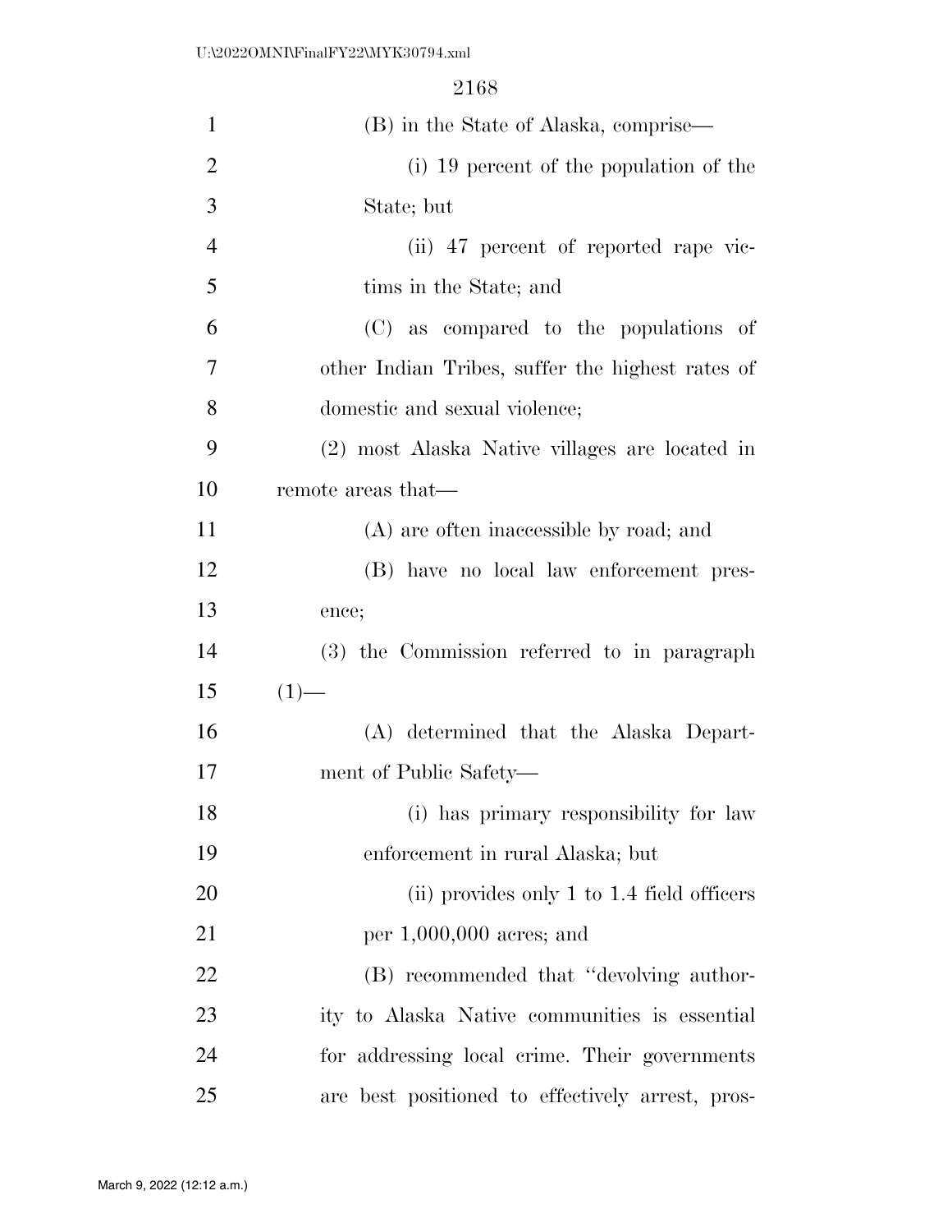(B) in the State of Alaska, comprise—

(i) 19 percent of the population of the State; but

(ii) 47 percent of reported rape victims in the State; and

(C) as compared to the populations of other Indian Tribes, suffer the highest rates of domestic and sexual violence;

(2) most Alaska Native villages are located in remote areas that—

(A) are often inaccessible by road; and

(B) have no local law enforcement presence;

(3) the Commission referred to in paragraph (1)—

(A) determined that the Alaska Department of Public Safety—

(i) has primary responsibility for law enforcement in rural Alaska; but

(ii) provides only 1 to 1.4 field officers per 1,000,000 acres; and

(B) recommended that "devolving authority to Alaska Native communities is essential for addressing local crime. Their governments are best positioned to effectively arrest, pros-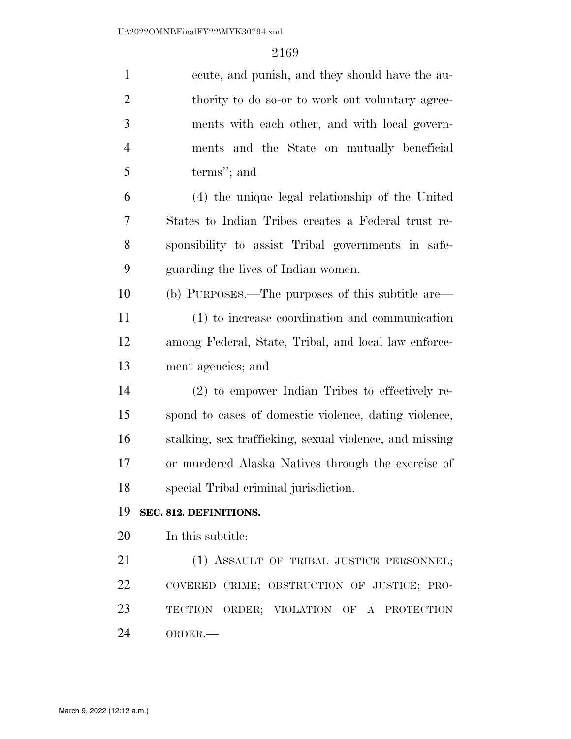ecute, and punish, and they should have the authority to do so-or to work out voluntary agreements with each other, and with local governments and the State on mutually beneficial terms''; and

(4) the unique legal relationship of the United States to Indian Tribes creates a Federal trust responsibility to assist Tribal governments in safeguarding the lives of Indian women.

(b) PURPOSES.—The purposes of this subtitle are—

(1) to increase coordination and communication among Federal, State, Tribal, and local law enforcement agencies; and

(2) to empower Indian Tribes to effectively respond to cases of domestic violence, dating violence, stalking, sex trafficking, sexual violence, and missing or murdered Alaska Natives through the exercise of special Tribal criminal jurisdiction.

**SEC. 812. DEFINITIONS.**

In this subtitle:

(1) ASSAULT OF TRIBAL JUSTICE PERSONNEL; COVERED CRIME; OBSTRUCTION OF JUSTICE; PROTECTION ORDER; VIOLATION OF A PROTECTION ORDER.—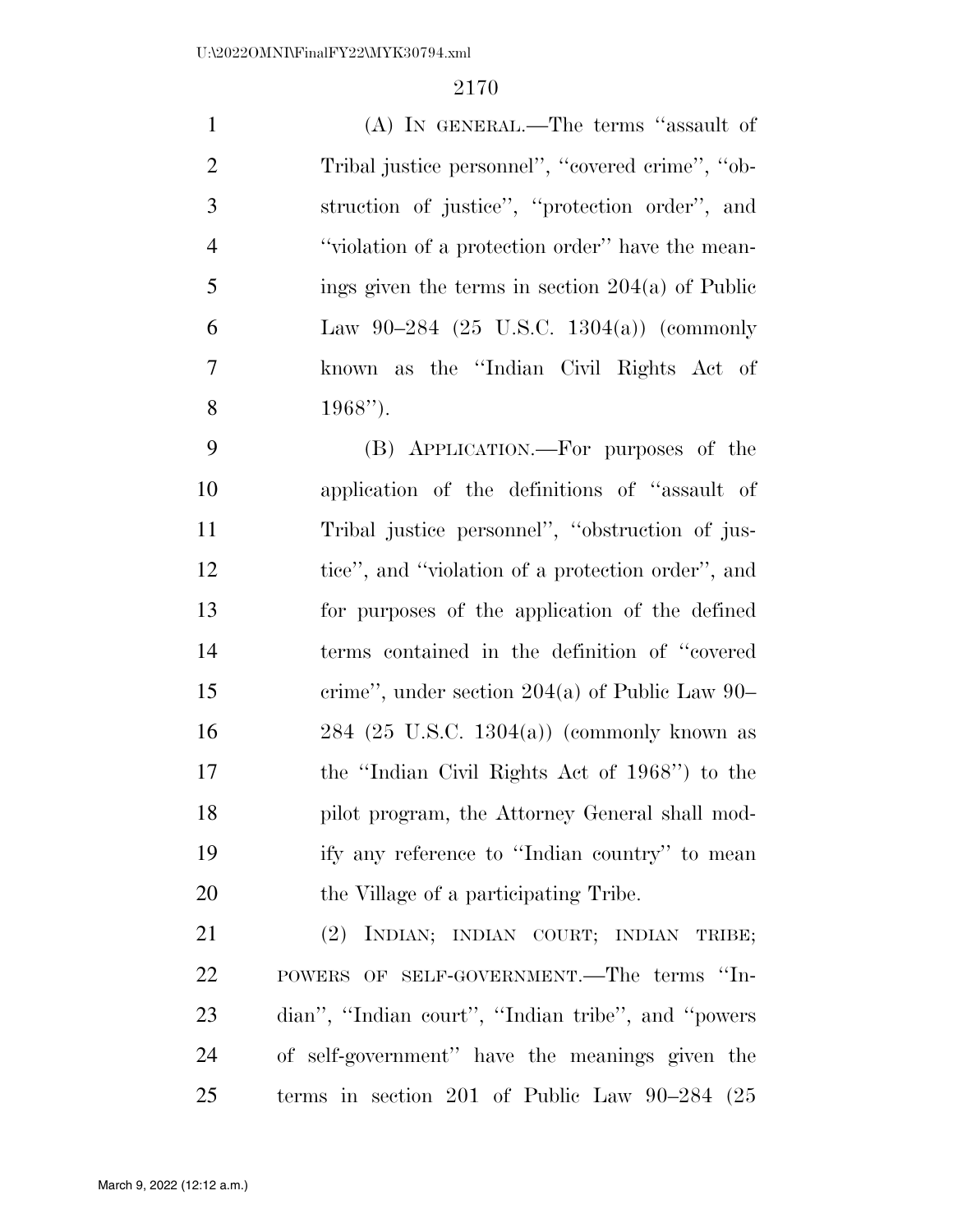(A) IN GENERAL.—The terms ''assault of Tribal justice personnel'', ''covered crime'', ''obstruction of justice'', ''protection order'', and ''violation of a protection order'' have the meanings given the terms in section 204(a) of Public Law 90–284 (25 U.S.C. 1304(a)) (commonly known as the ''Indian Civil Rights Act of 1968'').

(B) APPLICATION.—For purposes of the application of the definitions of ''assault of Tribal justice personnel'', ''obstruction of justice'', and ''violation of a protection order'', and for purposes of the application of the defined terms contained in the definition of ''covered crime'', under section 204(a) of Public Law 90–284 (25 U.S.C. 1304(a)) (commonly known as the ''Indian Civil Rights Act of 1968'') to the pilot program, the Attorney General shall modify any reference to ''Indian country'' to mean the Village of a participating Tribe.

(2) INDIAN; INDIAN COURT; INDIAN TRIBE; POWERS OF SELF-GOVERNMENT.—The terms ''Indian'', ''Indian court'', ''Indian tribe'', and ''powers of self-government'' have the meanings given the terms in section 201 of Public Law 90–284 (25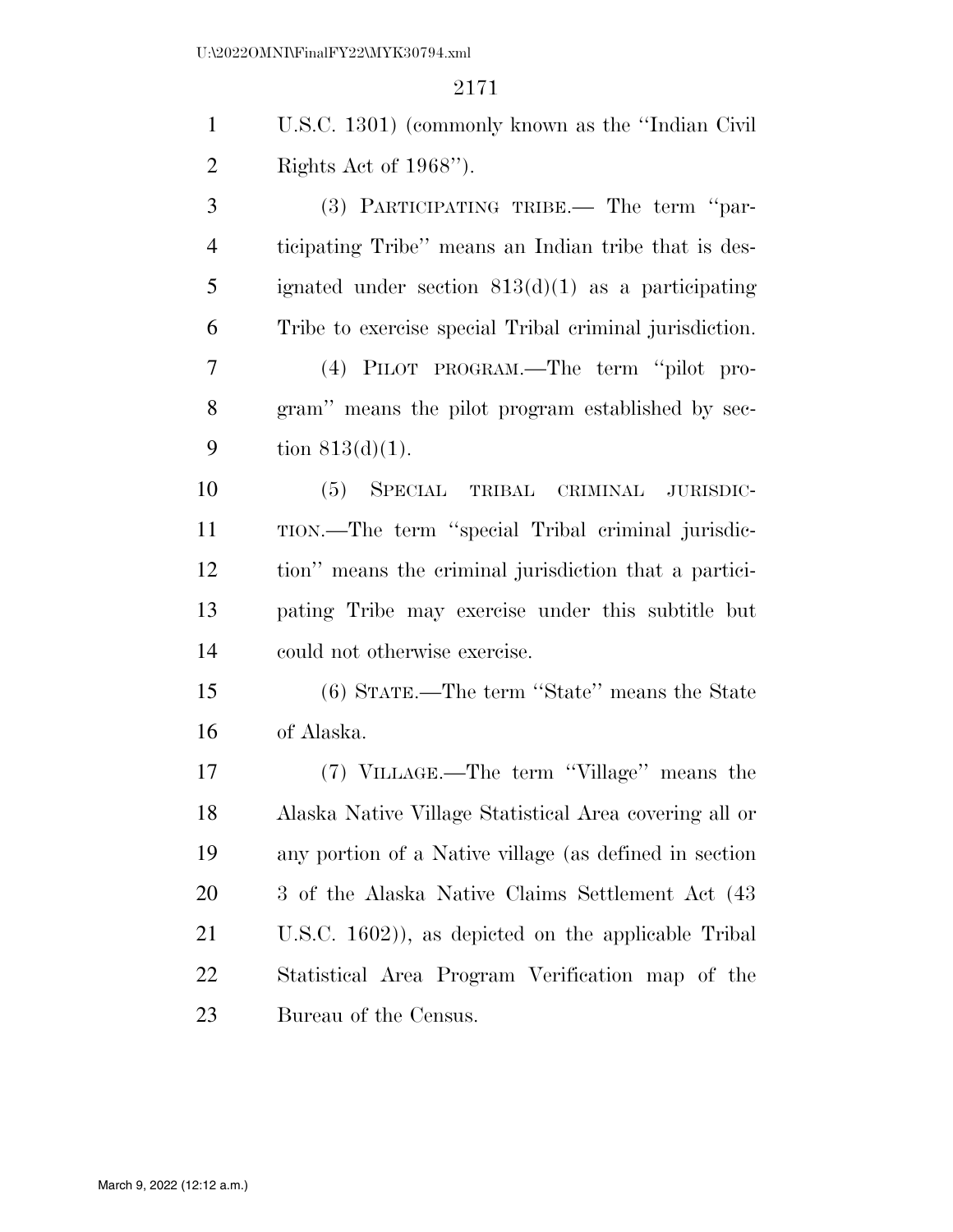U.S.C. 1301) (commonly known as the ''Indian Civil Rights Act of 1968'').

(3) PARTICIPATING TRIBE.— The term ''participating Tribe'' means an Indian tribe that is designated under section 813(d)(1) as a participating Tribe to exercise special Tribal criminal jurisdiction.

(4) PILOT PROGRAM.—The term ''pilot program'' means the pilot program established by section 813(d)(1).

(5) SPECIAL TRIBAL CRIMINAL JURISDICTION.—The term ''special Tribal criminal jurisdiction'' means the criminal jurisdiction that a participating Tribe may exercise under this subtitle but could not otherwise exercise.

(6) STATE.—The term ''State'' means the State of Alaska.

(7) VILLAGE.—The term ''Village'' means the Alaska Native Village Statistical Area covering all or any portion of a Native village (as defined in section 3 of the Alaska Native Claims Settlement Act (43 U.S.C. 1602)), as depicted on the applicable Tribal Statistical Area Program Verification map of the Bureau of the Census.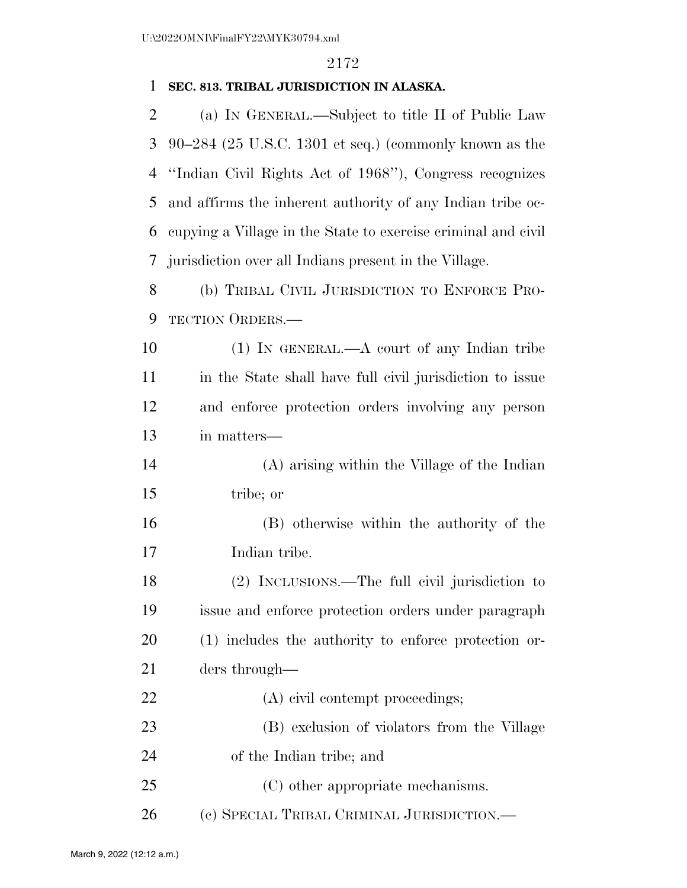**SEC. 813. TRIBAL JURISDICTION IN ALASKA.**

(a) IN GENERAL.—Subject to title II of Public Law 90–284 (25 U.S.C. 1301 et seq.) (commonly known as the ''Indian Civil Rights Act of 1968''), Congress recognizes and affirms the inherent authority of any Indian tribe occupying a Village in the State to exercise criminal and civil jurisdiction over all Indians present in the Village.

(b) TRIBAL CIVIL JURISDICTION TO ENFORCE PROTECTION ORDERS.—

(1) IN GENERAL.—A court of any Indian tribe in the State shall have full civil jurisdiction to issue and enforce protection orders involving any person in matters—

(A) arising within the Village of the Indian tribe; or

(B) otherwise within the authority of the Indian tribe.

(2) INCLUSIONS.—The full civil jurisdiction to issue and enforce protection orders under paragraph (1) includes the authority to enforce protection orders through—

(A) civil contempt proceedings;

(B) exclusion of violators from the Village of the Indian tribe; and

(C) other appropriate mechanisms.

(c) SPECIAL TRIBAL CRIMINAL JURISDICTION.—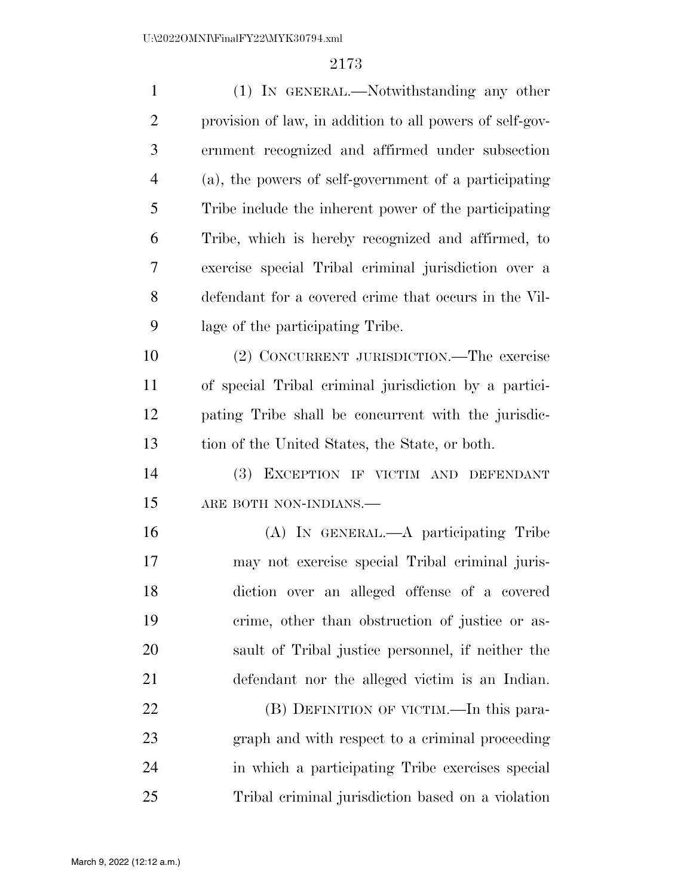(1) IN GENERAL.—Notwithstanding any other provision of law, in addition to all powers of self-government recognized and affirmed under subsection (a), the powers of self-government of a participating Tribe include the inherent power of the participating Tribe, which is hereby recognized and affirmed, to exercise special Tribal criminal jurisdiction over a defendant for a covered crime that occurs in the Village of the participating Tribe.

(2) CONCURRENT JURISDICTION.—The exercise of special Tribal criminal jurisdiction by a participating Tribe shall be concurrent with the jurisdiction of the United States, the State, or both.

(3) EXCEPTION IF VICTIM AND DEFENDANT ARE BOTH NON-INDIANS.—

(A) IN GENERAL.—A participating Tribe may not exercise special Tribal criminal jurisdiction over an alleged offense of a covered crime, other than obstruction of justice or assault of Tribal justice personnel, if neither the defendant nor the alleged victim is an Indian.

(B) DEFINITION OF VICTIM.—In this paragraph and with respect to a criminal proceeding in which a participating Tribe exercises special Tribal criminal jurisdiction based on a violation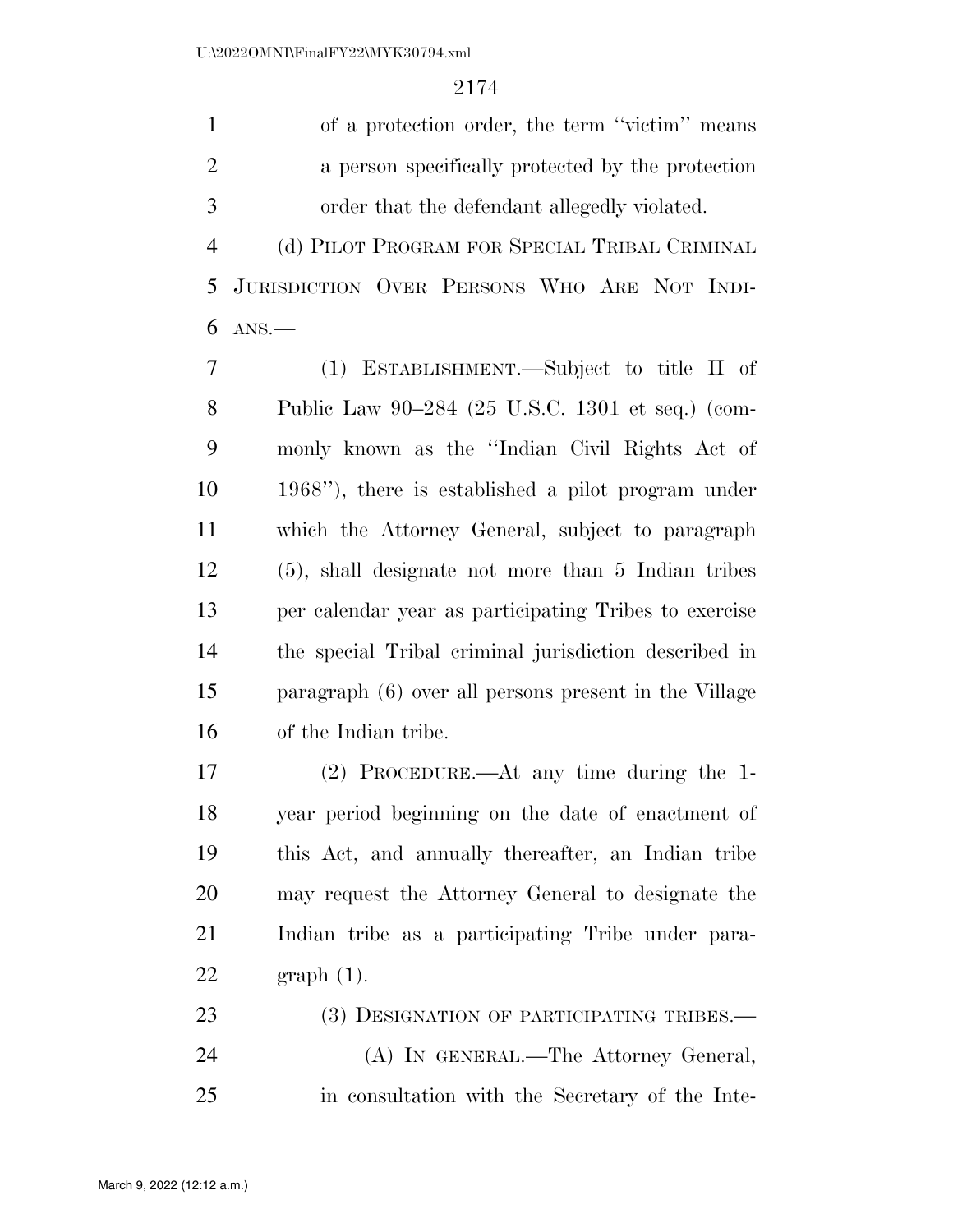of a protection order, the term ''victim'' means a person specifically protected by the protection order that the defendant allegedly violated.

(d) PILOT PROGRAM FOR SPECIAL TRIBAL CRIMINAL JURISDICTION OVER PERSONS WHO ARE NOT INDIANS.—

(1) ESTABLISHMENT.—Subject to title II of Public Law 90–284 (25 U.S.C. 1301 et seq.) (commonly known as the ''Indian Civil Rights Act of 1968''), there is established a pilot program under which the Attorney General, subject to paragraph (5), shall designate not more than 5 Indian tribes per calendar year as participating Tribes to exercise the special Tribal criminal jurisdiction described in paragraph (6) over all persons present in the Village of the Indian tribe.

(2) PROCEDURE.—At any time during the 1-year period beginning on the date of enactment of this Act, and annually thereafter, an Indian tribe may request the Attorney General to designate the Indian tribe as a participating Tribe under paragraph (1).

(3) DESIGNATION OF PARTICIPATING TRIBES.—

(A) IN GENERAL.—The Attorney General, in consultation with the Secretary of the Inte-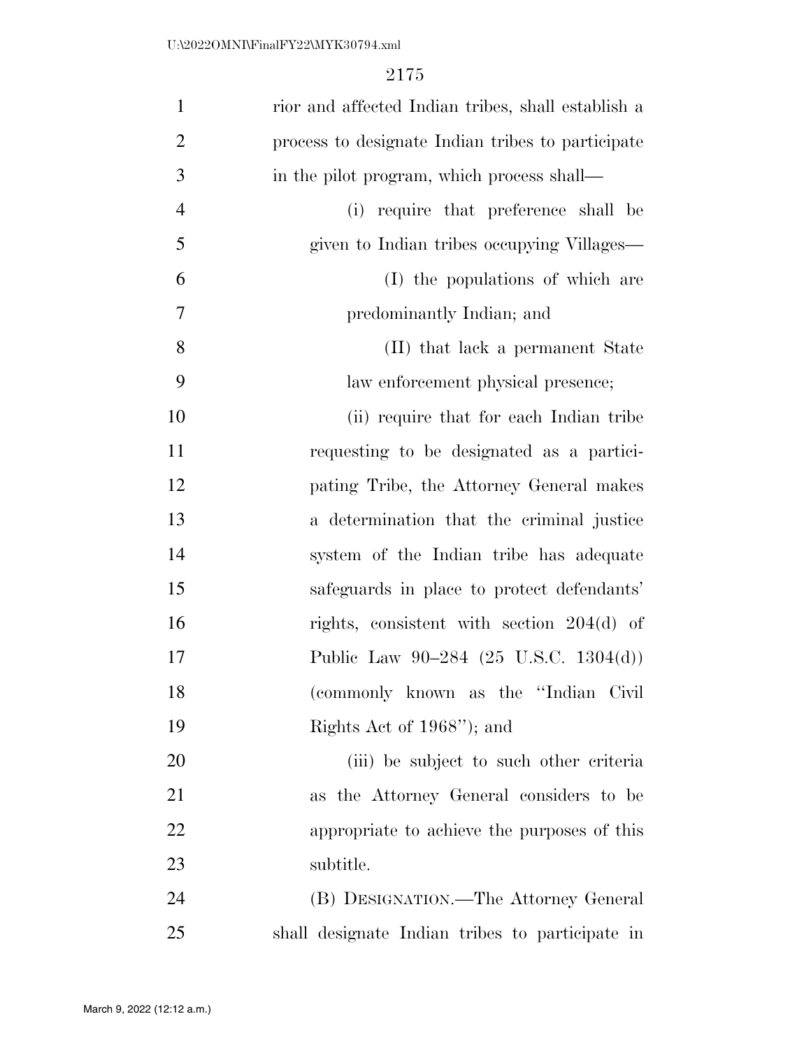rior and affected Indian tribes, shall establish a process to designate Indian tribes to participate in the pilot program, which process shall—

(i) require that preference shall be given to Indian tribes occupying Villages—

(I) the populations of which are predominantly Indian; and

(II) that lack a permanent State law enforcement physical presence;

(ii) require that for each Indian tribe requesting to be designated as a participating Tribe, the Attorney General makes a determination that the criminal justice system of the Indian tribe has adequate safeguards in place to protect defendants' rights, consistent with section 204(d) of Public Law 90–284 (25 U.S.C. 1304(d)) (commonly known as the ''Indian Civil Rights Act of 1968''); and

(iii) be subject to such other criteria as the Attorney General considers to be appropriate to achieve the purposes of this subtitle.

(B) DESIGNATION.—The Attorney General shall designate Indian tribes to participate in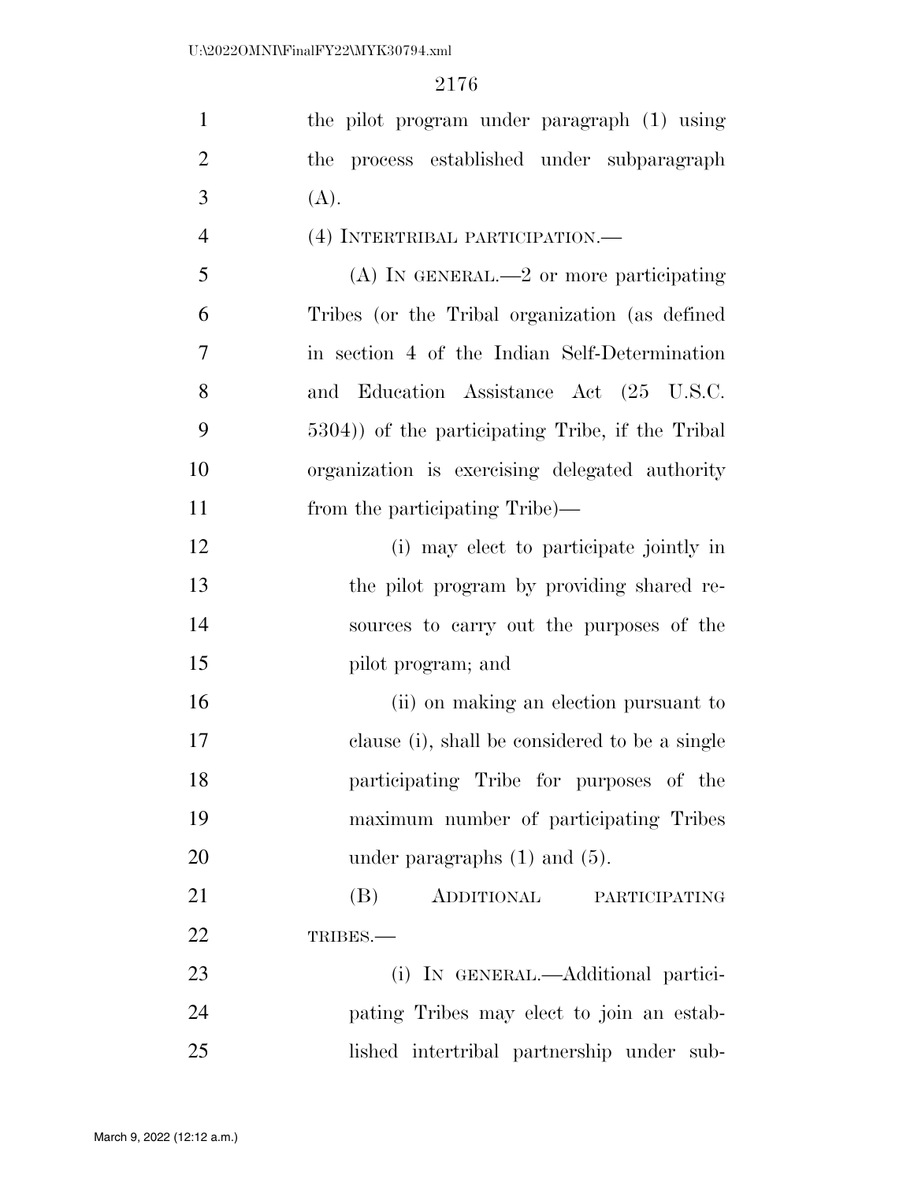the pilot program under paragraph (1) using the process established under subparagraph (A).

(4) INTERTRIBAL PARTICIPATION.—

(A) IN GENERAL.—2 or more participating Tribes (or the Tribal organization (as defined in section 4 of the Indian Self-Determination and Education Assistance Act (25 U.S.C. 5304)) of the participating Tribe, if the Tribal organization is exercising delegated authority from the participating Tribe)—

(i) may elect to participate jointly in the pilot program by providing shared resources to carry out the purposes of the pilot program; and

(ii) on making an election pursuant to clause (i), shall be considered to be a single participating Tribe for purposes of the maximum number of participating Tribes under paragraphs (1) and (5).

(B) ADDITIONAL PARTICIPATING TRIBES.—

(i) IN GENERAL.—Additional participating Tribes may elect to join an established intertribal partnership under sub-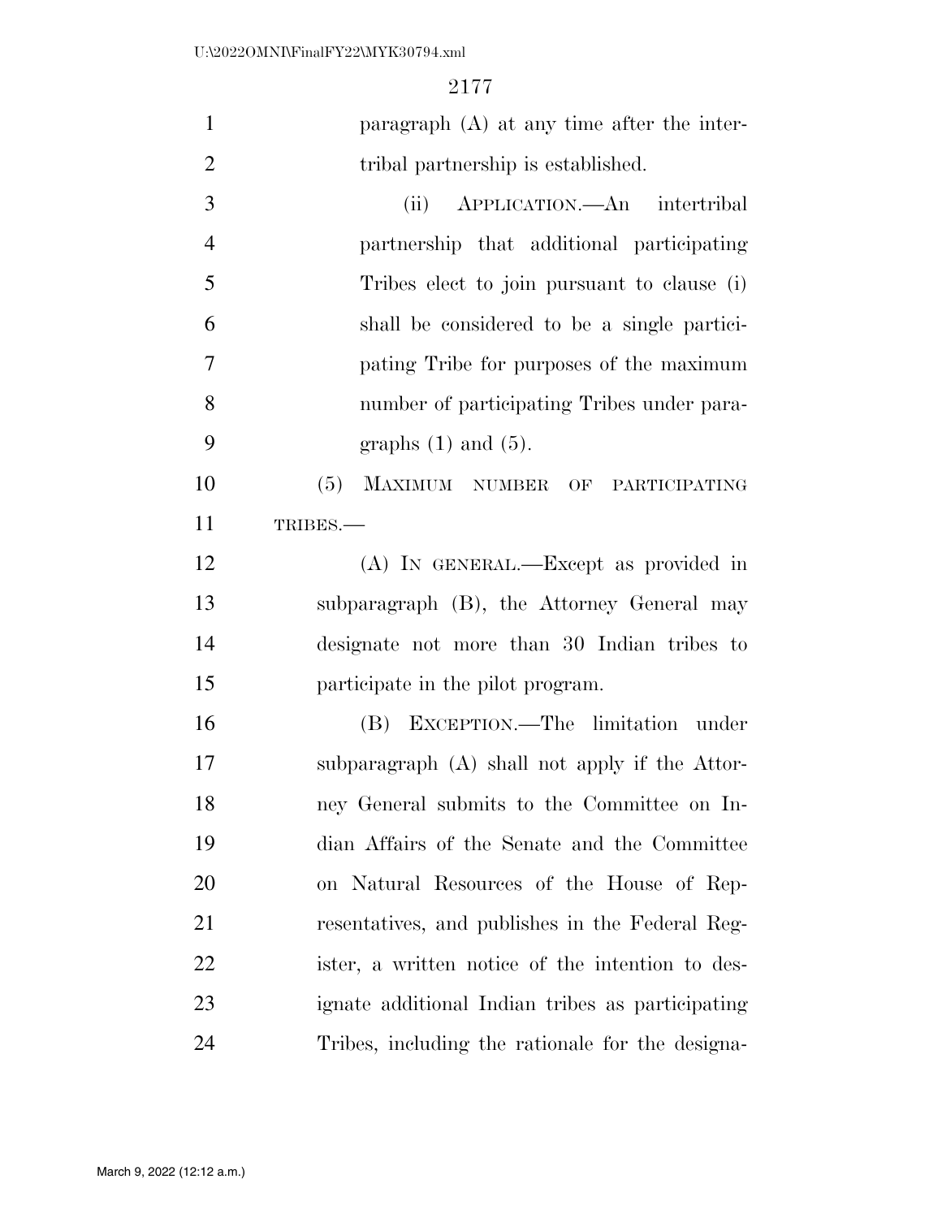paragraph (A) at any time after the intertribal partnership is established.

(ii) APPLICATION.—An intertribal partnership that additional participating Tribes elect to join pursuant to clause (i) shall be considered to be a single participating Tribe for purposes of the maximum number of participating Tribes under paragraphs (1) and (5).

(5) MAXIMUM NUMBER OF PARTICIPATING TRIBES.—

(A) IN GENERAL.—Except as provided in subparagraph (B), the Attorney General may designate not more than 30 Indian tribes to participate in the pilot program.

(B) EXCEPTION.—The limitation under subparagraph (A) shall not apply if the Attorney General submits to the Committee on Indian Affairs of the Senate and the Committee on Natural Resources of the House of Representatives, and publishes in the Federal Register, a written notice of the intention to designate additional Indian tribes as participating Tribes, including the rationale for the designa-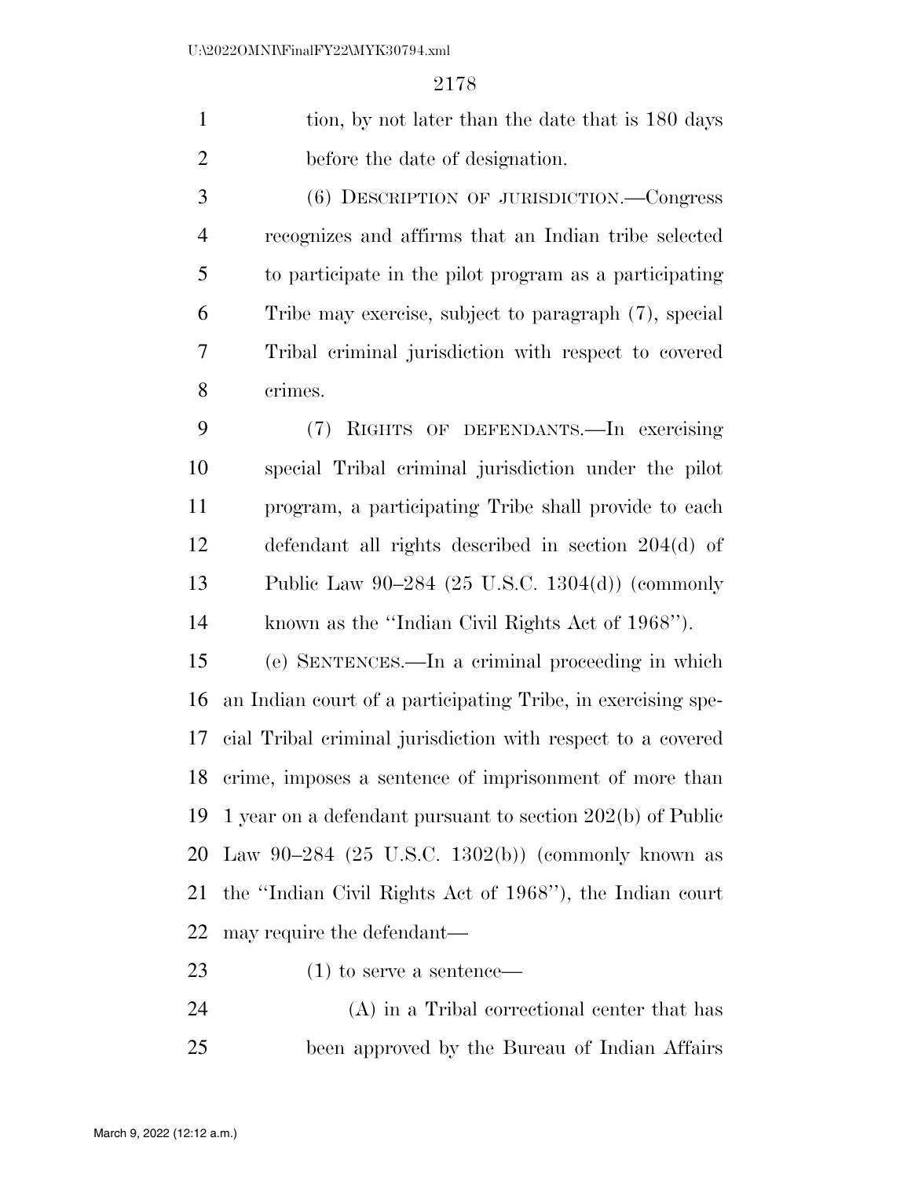tion, by not later than the date that is 180 days before the date of designation.

(6) DESCRIPTION OF JURISDICTION.—Congress recognizes and affirms that an Indian tribe selected to participate in the pilot program as a participating Tribe may exercise, subject to paragraph (7), special Tribal criminal jurisdiction with respect to covered crimes.

(7) RIGHTS OF DEFENDANTS.—In exercising special Tribal criminal jurisdiction under the pilot program, a participating Tribe shall provide to each defendant all rights described in section 204(d) of Public Law 90–284 (25 U.S.C. 1304(d)) (commonly known as the ''Indian Civil Rights Act of 1968'').

(e) SENTENCES.—In a criminal proceeding in which an Indian court of a participating Tribe, in exercising special Tribal criminal jurisdiction with respect to a covered crime, imposes a sentence of imprisonment of more than 1 year on a defendant pursuant to section 202(b) of Public Law 90–284 (25 U.S.C. 1302(b)) (commonly known as the ''Indian Civil Rights Act of 1968''), the Indian court may require the defendant—

(1) to serve a sentence—

(A) in a Tribal correctional center that has been approved by the Bureau of Indian Affairs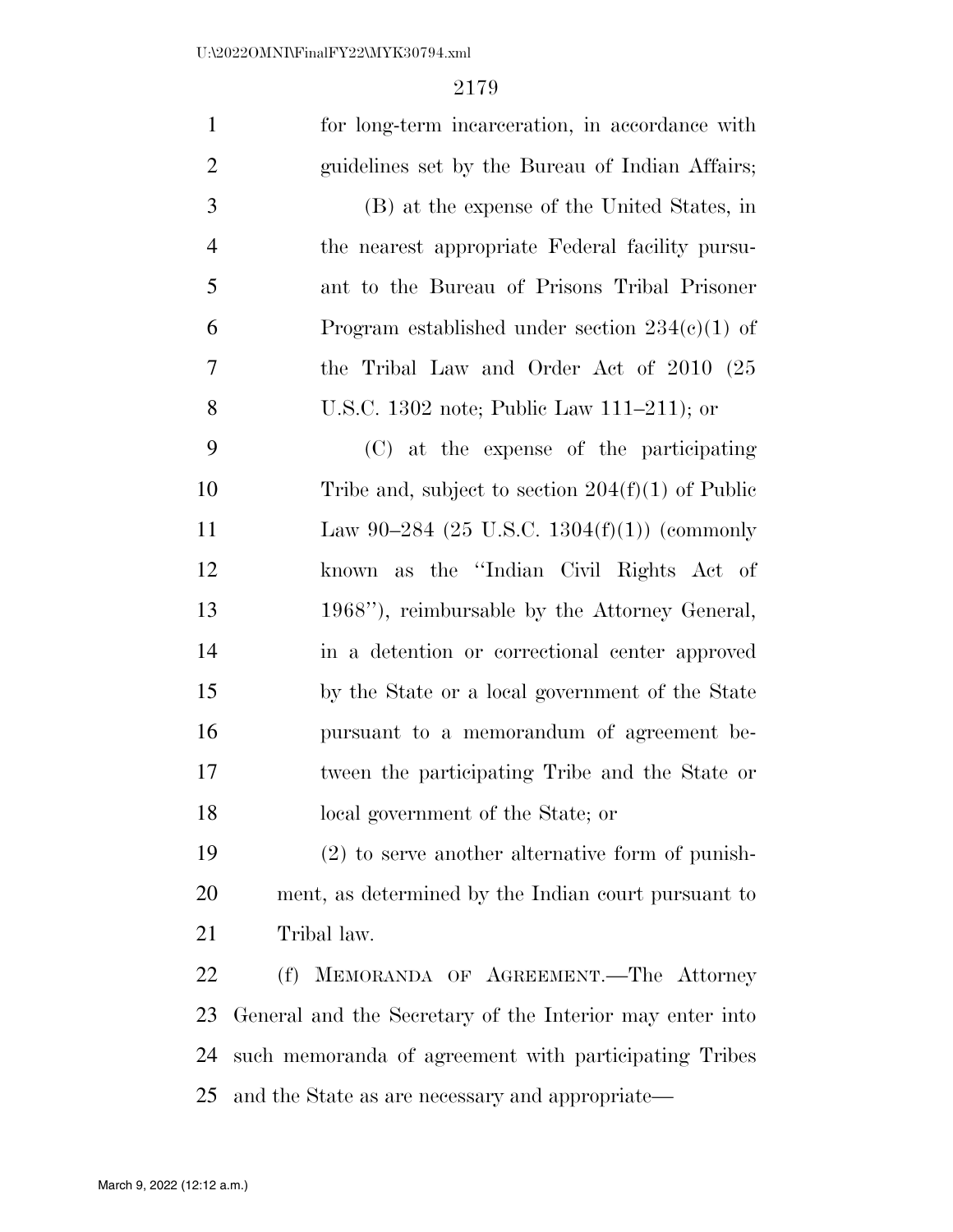for long-term incarceration, in accordance with guidelines set by the Bureau of Indian Affairs;

(B) at the expense of the United States, in the nearest appropriate Federal facility pursuant to the Bureau of Prisons Tribal Prisoner Program established under section 234(c)(1) of the Tribal Law and Order Act of 2010 (25 U.S.C. 1302 note; Public Law 111–211); or

(C) at the expense of the participating Tribe and, subject to section 204(f)(1) of Public Law 90–284 (25 U.S.C. 1304(f)(1)) (commonly known as the ''Indian Civil Rights Act of 1968''), reimbursable by the Attorney General, in a detention or correctional center approved by the State or a local government of the State pursuant to a memorandum of agreement between the participating Tribe and the State or local government of the State; or

(2) to serve another alternative form of punishment, as determined by the Indian court pursuant to Tribal law.

(f) MEMORANDA OF AGREEMENT.—The Attorney General and the Secretary of the Interior may enter into such memoranda of agreement with participating Tribes and the State as are necessary and appropriate—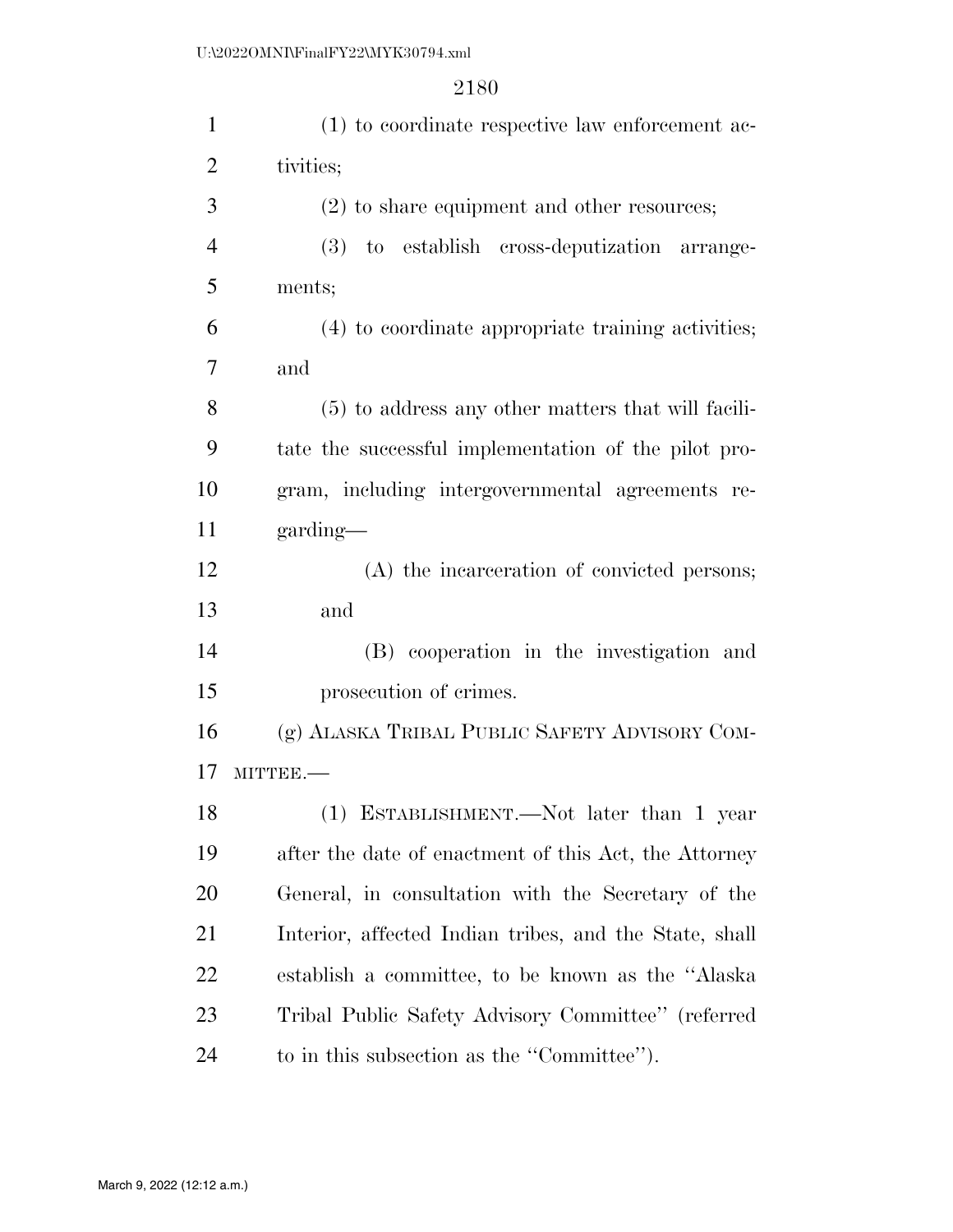(1) to coordinate respective law enforcement activities;

(2) to share equipment and other resources;

(3) to establish cross-deputization arrangements;

(4) to coordinate appropriate training activities; and

(5) to address any other matters that will facilitate the successful implementation of the pilot program, including intergovernmental agreements regarding—

(A) the incarceration of convicted persons; and

(B) cooperation in the investigation and prosecution of crimes.

(g) ALASKA TRIBAL PUBLIC SAFETY ADVISORY COMMITTEE.—

(1) ESTABLISHMENT.—Not later than 1 year after the date of enactment of this Act, the Attorney General, in consultation with the Secretary of the Interior, affected Indian tribes, and the State, shall establish a committee, to be known as the ''Alaska Tribal Public Safety Advisory Committee'' (referred to in this subsection as the ''Committee'').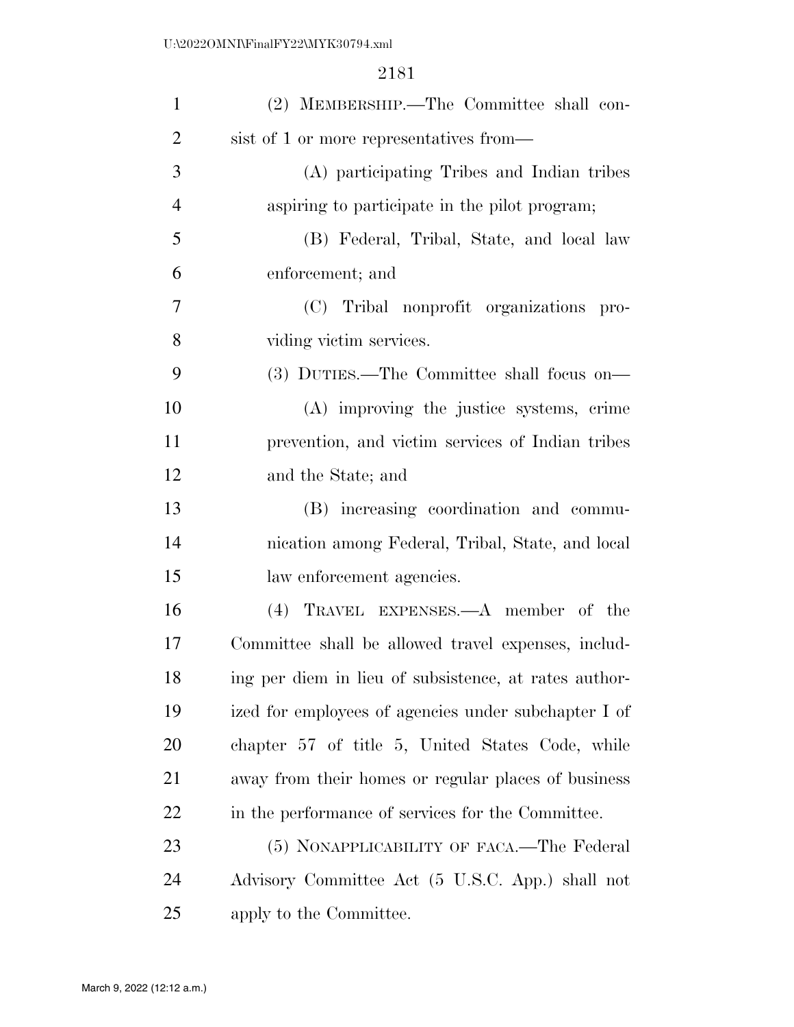(2) MEMBERSHIP.—The Committee shall consist of 1 or more representatives from—

(A) participating Tribes and Indian tribes aspiring to participate in the pilot program;

(B) Federal, Tribal, State, and local law enforcement; and

(C) Tribal nonprofit organizations providing victim services.

(3) DUTIES.—The Committee shall focus on—

(A) improving the justice systems, crime prevention, and victim services of Indian tribes and the State; and

(B) increasing coordination and communication among Federal, Tribal, State, and local law enforcement agencies.

(4) TRAVEL EXPENSES.—A member of the Committee shall be allowed travel expenses, including per diem in lieu of subsistence, at rates authorized for employees of agencies under subchapter I of chapter 57 of title 5, United States Code, while away from their homes or regular places of business in the performance of services for the Committee.

(5) NONAPPLICABILITY OF FACA.—The Federal Advisory Committee Act (5 U.S.C. App.) shall not apply to the Committee.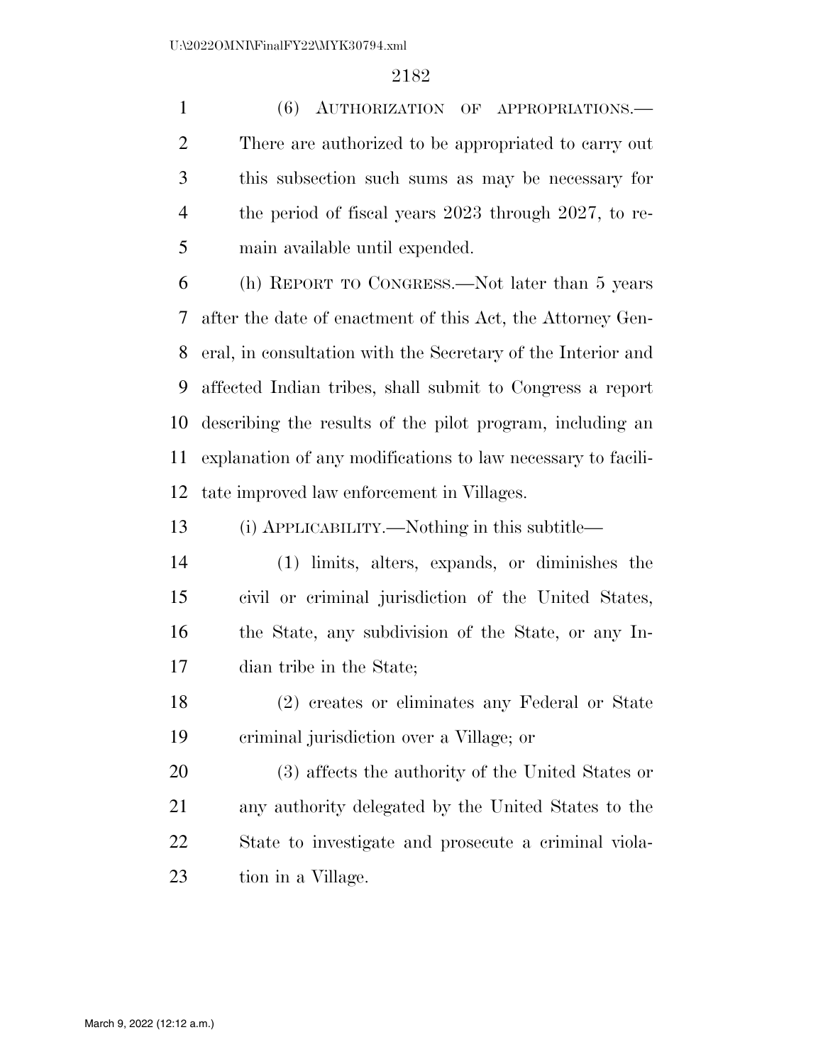(6) AUTHORIZATION OF APPROPRIATIONS.—There are authorized to be appropriated to carry out this subsection such sums as may be necessary for the period of fiscal years 2023 through 2027, to remain available until expended.

(h) REPORT TO CONGRESS.—Not later than 5 years after the date of enactment of this Act, the Attorney General, in consultation with the Secretary of the Interior and affected Indian tribes, shall submit to Congress a report describing the results of the pilot program, including an explanation of any modifications to law necessary to facilitate improved law enforcement in Villages.

(i) APPLICABILITY.—Nothing in this subtitle—

(1) limits, alters, expands, or diminishes the civil or criminal jurisdiction of the United States, the State, any subdivision of the State, or any Indian tribe in the State;

(2) creates or eliminates any Federal or State criminal jurisdiction over a Village; or

(3) affects the authority of the United States or any authority delegated by the United States to the State to investigate and prosecute a criminal violation in a Village.